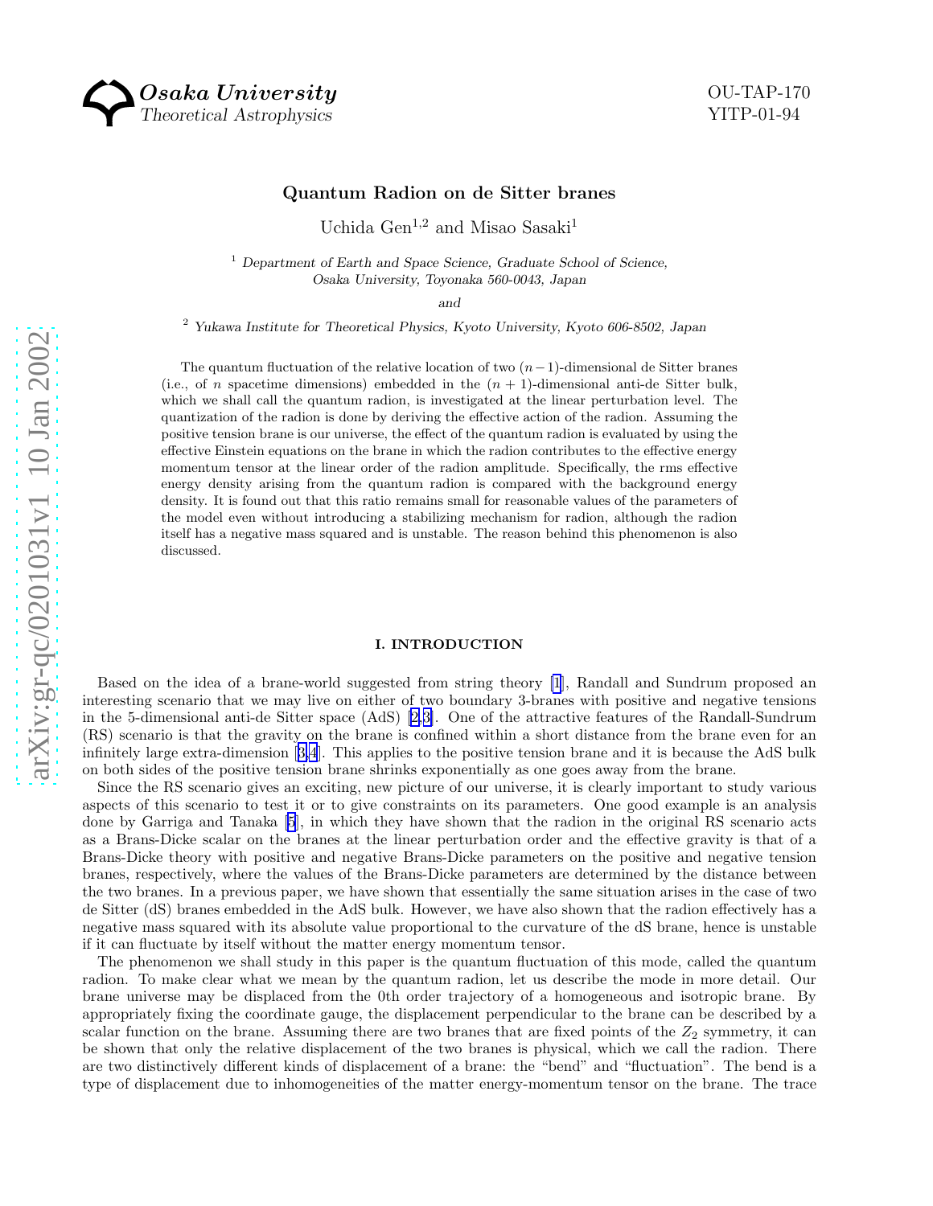Osaka University
Theoretical Astrophysics

OU-TAP-170
YITP-01-94

# Quantum Radion on de Sitter branes

Uchida Gen[1,2] and Misao Sasaki[1]

[1] *Department of Earth and Space Science, Graduate School of Science, Osaka University, Toyonaka 560-0043, Japan*

*and*

[2] *Yukawa Institute for Theoretical Physics, Kyoto University, Kyoto 606-8502, Japan*

The quantum fluctuation of the relative location of two $(n-1)$-dimensional de Sitter branes (i.e., of $n$ spacetime dimensions) embedded in the $(n+1)$-dimensional anti-de Sitter bulk, which we shall call the quantum radion, is investigated at the linear perturbation level. The quantization of the radion is done by deriving the effective action of the radion. Assuming the positive tension brane is our universe, the effect of the quantum radion is evaluated by using the effective Einstein equations on the brane in which the radion contributes to the effective energy momentum tensor at the linear order of the radion amplitude. Specifically, the rms effective energy density arising from the quantum radion is compared with the background energy density. It is found out that this ratio remains small for reasonable values of the parameters of the model even without introducing a stabilizing mechanism for radion, although the radion itself has a negative mass squared and is unstable. The reason behind this phenomenon is also discussed.

## I. INTRODUCTION

Based on the idea of a brane-world suggested from string theory [1], Randall and Sundrum proposed an interesting scenario that we may live on either of two boundary 3-branes with positive and negative tensions in the 5-dimensional anti-de Sitter space (AdS) [2,3]. One of the attractive features of the Randall-Sundrum (RS) scenario is that the gravity on the brane is confined within a short distance from the brane even for an infinitely large extra-dimension [3,4]. This applies to the positive tension brane and it is because the AdS bulk on both sides of the positive tension brane shrinks exponentially as one goes away from the brane.

Since the RS scenario gives an exciting, new picture of our universe, it is clearly important to study various aspects of this scenario to test it or to give constraints on its parameters. One good example is an analysis done by Garriga and Tanaka [5], in which they have shown that the radion in the original RS scenario acts as a Brans-Dicke scalar on the branes at the linear perturbation order and the effective gravity is that of a Brans-Dicke theory with positive and negative Brans-Dicke parameters on the positive and negative tension branes, respectively, where the values of the Brans-Dicke parameters are determined by the distance between the two branes. In a previous paper, we have shown that essentially the same situation arises in the case of two de Sitter (dS) branes embedded in the AdS bulk. However, we have also shown that the radion effectively has a negative mass squared with its absolute value proportional to the curvature of the dS brane, hence is unstable if it can fluctuate by itself without the matter energy momentum tensor.

The phenomenon we shall study in this paper is the quantum fluctuation of this mode, called the quantum radion. To make clear what we mean by the quantum radion, let us describe the mode in more detail. Our brane universe may be displaced from the 0th order trajectory of a homogeneous and isotropic brane. By appropriately fixing the coordinate gauge, the displacement perpendicular to the brane can be described by a scalar function on the brane. Assuming there are two branes that are fixed points of the $Z_2$ symmetry, it can be shown that only the relative displacement of the two branes is physical, which we call the radion. There are two distinctively different kinds of displacement of a brane: the "bend" and "fluctuation". The bend is a type of displacement due to inhomogeneities of the matter energy-momentum tensor on the brane. The trace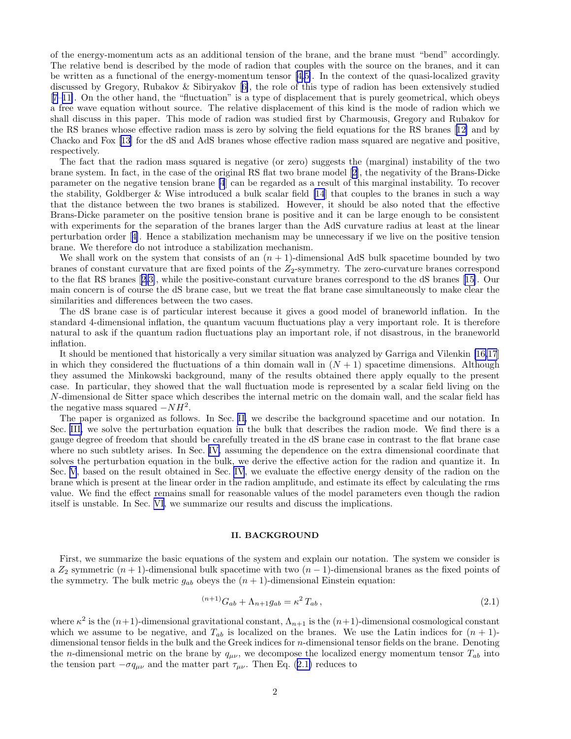of the energy-momentum acts as an additional tension of the brane, and the brane must "bend" accordingly. The relative bend is described by the mode of radion that couples with the source on the branes, and it can be written as a functional of the energy-momentum tensor [4,5]. In the context of the quasi-localized gravity discussed by Gregory, Rubakov & Sibiryakov [6], the role of this type of radion has been extensively studied [7–11]. On the other hand, the "fluctuation" is a type of displacement that is purely geometrical, which obeys a free wave equation without source. The relative displacement of this kind is the mode of radion which we shall discuss in this paper. This mode of radion was studied first by Charmousis, Gregory and Rubakov for the RS branes whose effective radion mass is zero by solving the field equations for the RS branes [12] and by Chacko and Fox [13] for the dS and AdS branes whose effective radion mass squared are negative and positive, respectively.

The fact that the radion mass squared is negative (or zero) suggests the (marginal) instability of the two brane system. In fact, in the case of the original RS flat two brane model [2], the negativity of the Brans-Dicke parameter on the negative tension brane [4] can be regarded as a result of this marginal instability. To recover the stability, Goldberger & Wise introduced a bulk scalar field [14] that couples to the branes in such a way that the distance between the two branes is stabilized. However, it should be also noted that the effective Brans-Dicke parameter on the positive tension brane is positive and it can be large enough to be consistent with experiments for the separation of the branes larger than the AdS curvature radius at least at the linear perturbation order [4]. Hence a stabilization mechanism may be unnecessary if we live on the positive tension brane. We therefore do not introduce a stabilization mechanism.

We shall work on the system that consists of an $(n+1)$-dimensional AdS bulk spacetime bounded by two branes of constant curvature that are fixed points of the $Z_2$-symmetry. The zero-curvature branes correspond to the flat RS branes [2,3], while the positive-constant curvature branes correspond to the dS branes [15]. Our main concern is of course the dS brane case, but we treat the flat brane case simultaneously to make clear the similarities and differences between the two cases.

The dS brane case is of particular interest because it gives a good model of braneworld inflation. In the standard 4-dimensional inflation, the quantum vacuum fluctuations play a very important role. It is therefore natural to ask if the quantum radion fluctuations play an important role, if not disastrous, in the braneworld inflation.

It should be mentioned that historically a very similar situation was analyzed by Garriga and Vilenkin [16,17] in which they considered the fluctuations of a thin domain wall in $(N+1)$ spacetime dimensions. Although they assumed the Minkowski background, many of the results obtained there apply equally to the present case. In particular, they showed that the wall fluctuation mode is represented by a scalar field living on the $N$-dimensional de Sitter space which describes the internal metric on the domain wall, and the scalar field has the negative mass squared $-NH^2$.

The paper is organized as follows. In Sec. II, we describe the background spacetime and our notation. In Sec. III, we solve the perturbation equation in the bulk that describes the radion mode. We find there is a gauge degree of freedom that should be carefully treated in the dS brane case in contrast to the flat brane case where no such subtlety arises. In Sec. IV, assuming the dependence on the extra dimensional coordinate that solves the perturbation equation in the bulk, we derive the effective action for the radion and quantize it. In Sec. V, based on the result obtained in Sec. IV, we evaluate the effective energy density of the radion on the brane which is present at the linear order in the radion amplitude, and estimate its effect by calculating the rms value. We find the effect remains small for reasonable values of the model parameters even though the radion itself is unstable. In Sec. VI, we summarize our results and discuss the implications.

## II. BACKGROUND

First, we summarize the basic equations of the system and explain our notation. The system we consider is a $Z_2$ symmetric $(n+1)$-dimensional bulk spacetime with two $(n-1)$-dimensional branes as the fixed points of the symmetry. The bulk metric $g_{ab}$ obeys the $(n+1)$-dimensional Einstein equation:

$$
{}^{(n+1)}G_{ab} + \Lambda_{n+1} g_{ab} = \kappa^2 \, T_{ab} \,, \tag{2.1}
$$

where $\kappa^2$ is the $(n+1)$-dimensional gravitational constant, $\Lambda_{n+1}$ is the $(n+1)$-dimensional cosmological constant which we assume to be negative, and $T_{ab}$ is localized on the branes. We use the Latin indices for $(n+1)$-dimensional tensor fields in the bulk and the Greek indices for $n$-dimensional tensor fields on the brane. Denoting the $n$-dimensional metric on the brane by $q_{\mu\nu}$, we decompose the localized energy momentum tensor $T_{ab}$ into the tension part $-\sigma q_{\mu\nu}$ and the matter part $\tau_{\mu\nu}$. Then Eq. (2.1) reduces to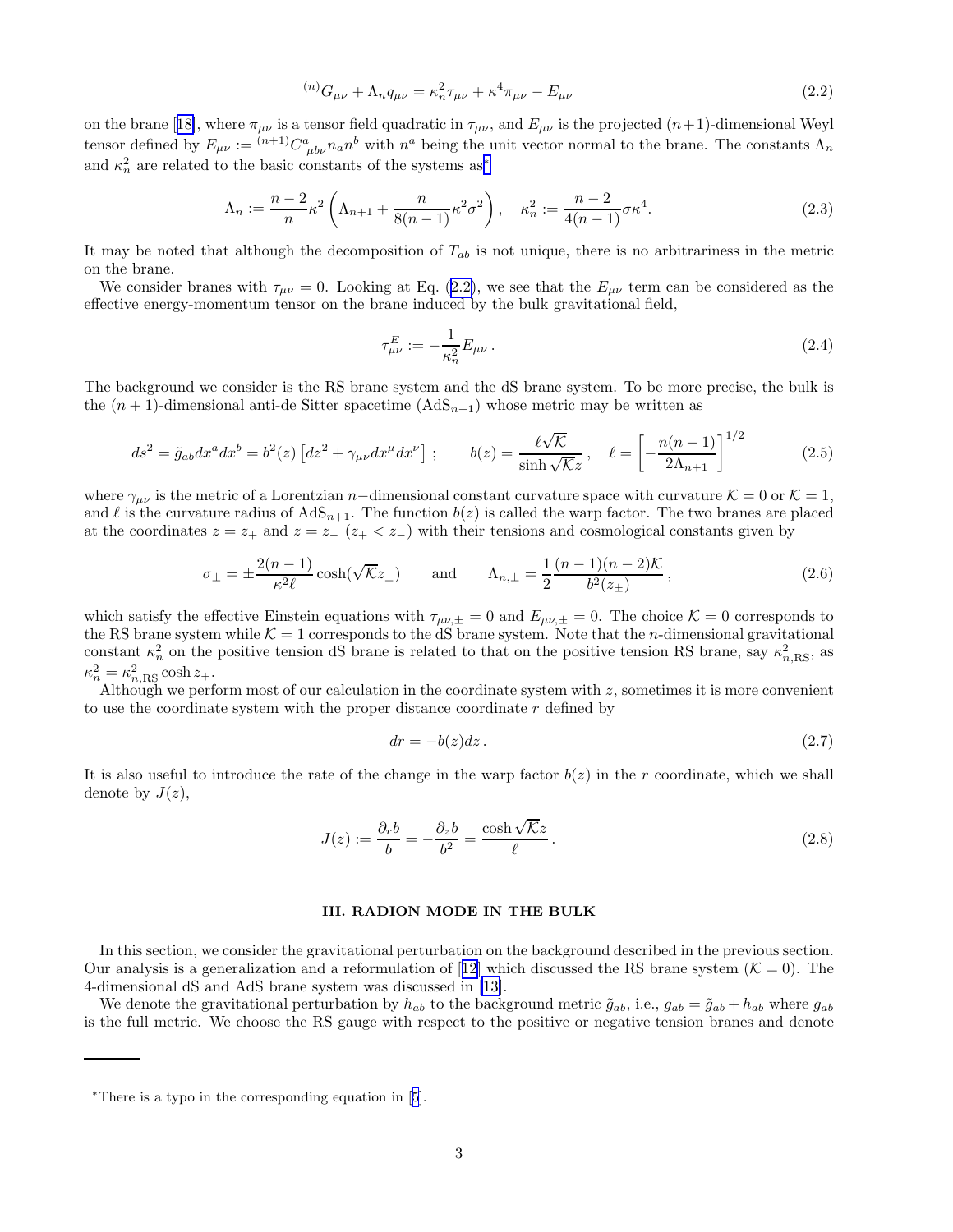$$
{}^{(n)}G_{\mu\nu} + \Lambda_n q_{\mu\nu} = \kappa_n^2 \tau_{\mu\nu} + \kappa^4 \pi_{\mu\nu} - E_{\mu\nu} \tag{2.2}
$$

on the brane [18], where $\pi_{\mu\nu}$ is a tensor field quadratic in $\tau_{\mu\nu}$, and $E_{\mu\nu}$ is the projected $(n+1)$-dimensional Weyl tensor defined by $E_{\mu\nu} := {}^{(n+1)}C^a{}_{\mu b\nu} n_a n^b$ with $n^a$ being the unit vector normal to the brane. The constants $\Lambda_n$ and $\kappa_n^2$ are related to the basic constants of the systems as*

$$
\Lambda_n := \frac{n-2}{n}\kappa^2 \left( \Lambda_{n+1} + \frac{n}{8(n-1)}\kappa^2\sigma^2 \right), \quad \kappa_n^2 := \frac{n-2}{4(n-1)}\sigma\kappa^4. \tag{2.3}
$$

It may be noted that although the decomposition of $T_{ab}$ is not unique, there is no arbitrariness in the metric on the brane.

We consider branes with $\tau_{\mu\nu} = 0$. Looking at Eq. (2.2), we see that the $E_{\mu\nu}$ term can be considered as the effective energy-momentum tensor on the brane induced by the bulk gravitational field,

$$
\tau^E_{\mu\nu} := -\frac{1}{\kappa_n^2} E_{\mu\nu}\,. \tag{2.4}
$$

The background we consider is the RS brane system and the dS brane system. To be more precise, the bulk is the $(n+1)$-dimensional anti-de Sitter spacetime (AdS$_{n+1}$) whose metric may be written as

$$
ds^2 = \tilde{g}_{ab}dx^a dx^b = b^2(z)\left[dz^2 + \gamma_{\mu\nu}dx^\mu dx^\nu\right]\,; \qquad b(z) = \frac{\ell\sqrt{\mathcal{K}}}{\sinh\sqrt{\mathcal{K}}z}\,, \quad \ell = \left[-\frac{n(n-1)}{2\Lambda_{n+1}}\right]^{1/2} \tag{2.5}
$$

where $\gamma_{\mu\nu}$ is the metric of a Lorentzian $n-$dimensional constant curvature space with curvature $\mathcal{K} = 0$ or $\mathcal{K} = 1$, and $\ell$ is the curvature radius of AdS$_{n+1}$. The function $b(z)$ is called the warp factor. The two branes are placed at the coordinates $z = z_+$ and $z = z_-$ ($z_+ < z_-$) with their tensions and cosmological constants given by

$$
\sigma_\pm = \pm\frac{2(n-1)}{\kappa^2\ell}\cosh(\sqrt{\mathcal{K}}z_\pm) \qquad \text{and} \qquad \Lambda_{n,\pm} = \frac{1}{2}\frac{(n-1)(n-2)\mathcal{K}}{b^2(z_\pm)}\,, \tag{2.6}
$$

which satisfy the effective Einstein equations with $\tau_{\mu\nu,\pm} = 0$ and $E_{\mu\nu,\pm} = 0$. The choice $\mathcal{K} = 0$ corresponds to the RS brane system while $\mathcal{K} = 1$ corresponds to the dS brane system. Note that the $n$-dimensional gravitational constant $\kappa_n^2$ on the positive tension dS brane is related to that on the positive tension RS brane, say $\kappa^2_{n,\mathrm{RS}}$, as $\kappa_n^2 = \kappa^2_{n,\mathrm{RS}}\cosh z_+$.

Although we perform most of our calculation in the coordinate system with $z$, sometimes it is more convenient to use the coordinate system with the proper distance coordinate $r$ defined by

$$
dr = -b(z)dz\,. \tag{2.7}
$$

It is also useful to introduce the rate of the change in the warp factor $b(z)$ in the $r$ coordinate, which we shall denote by $J(z)$,

$$
J(z) := \frac{\partial_r b}{b} = -\frac{\partial_z b}{b^2} = \frac{\cosh\sqrt{\mathcal{K}}z}{\ell}\,. \tag{2.8}
$$

## III. RADION MODE IN THE BULK

In this section, we consider the gravitational perturbation on the background described in the previous section. Our analysis is a generalization and a reformulation of [12] which discussed the RS brane system ($\mathcal{K} = 0$). The 4-dimensional dS and AdS brane system was discussed in [13].

We denote the gravitational perturbation by $h_{ab}$ to the background metric $\tilde{g}_{ab}$, i.e., $g_{ab} = \tilde{g}_{ab} + h_{ab}$ where $g_{ab}$ is the full metric. We choose the RS gauge with respect to the positive or negative tension branes and denote

---

*There is a typo in the corresponding equation in [5].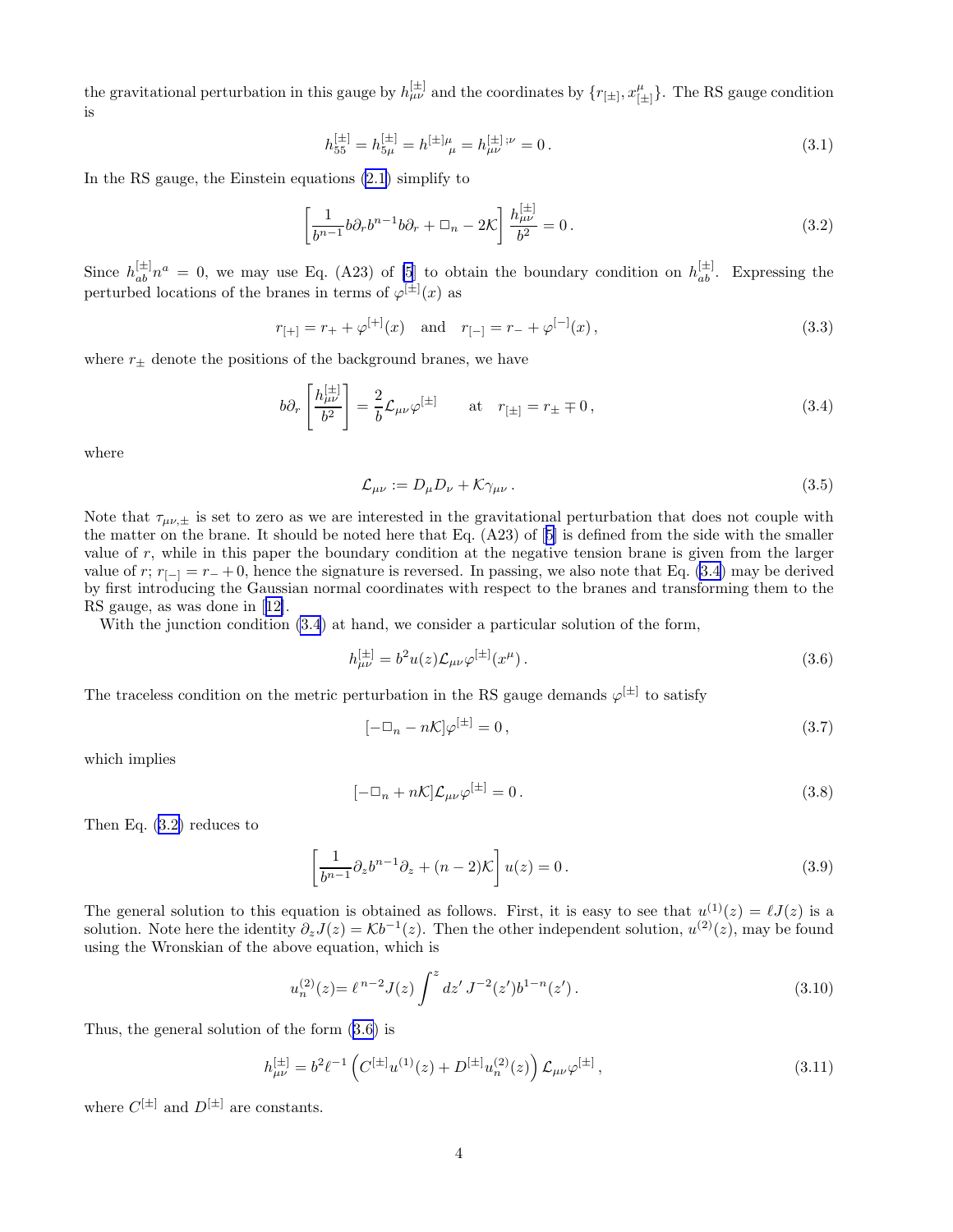the gravitational perturbation in this gauge by $h^{[\pm]}_{\mu\nu}$ and the coordinates by $\{r_{[\pm]}, x^{\mu}_{[\pm]}\}$. The RS gauge condition is

$$h^{[\pm]}_{55} = h^{[\pm]}_{5\mu} = h^{[\pm]\mu}{}_{\mu} = h^{[\pm]\,;\nu}_{\mu\nu} = 0\,. \tag{3.1}$$

In the RS gauge, the Einstein equations (2.1) simplify to

$$\left[\frac{1}{b^{n-1}} b\partial_r b^{n-1} b\partial_r + \Box_n - 2\mathcal{K}\right] \frac{h^{[\pm]}_{\mu\nu}}{b^2} = 0\,. \tag{3.2}$$

Since $h^{[\pm]}_{ab} n^a = 0$, we may use Eq. (A23) of [5] to obtain the boundary condition on $h^{[\pm]}_{ab}$. Expressing the perturbed locations of the branes in terms of $\varphi^{[\pm]}(x)$ as

$$r_{[+]} = r_+ + \varphi^{[+]}(x) \quad \text{and} \quad r_{[-]} = r_- + \varphi^{[-]}(x)\,, \tag{3.3}$$

where $r_\pm$ denote the positions of the background branes, we have

$$b\partial_r \left[\frac{h^{[\pm]}_{\mu\nu}}{b^2}\right] = \frac{2}{b}\mathcal{L}_{\mu\nu}\varphi^{[\pm]} \qquad \text{at} \quad r_{[\pm]} = r_\pm \mp 0\,, \tag{3.4}$$

where

$$\mathcal{L}_{\mu\nu} := D_\mu D_\nu + \mathcal{K}\gamma_{\mu\nu}\,. \tag{3.5}$$

Note that $\tau_{\mu\nu,\pm}$ is set to zero as we are interested in the gravitational perturbation that does not couple with the matter on the brane. It should be noted here that Eq. (A23) of [5] is defined from the side with the smaller value of $r$, while in this paper the boundary condition at the negative tension brane is given from the larger value of $r$; $r_{[-]} = r_- + 0$, hence the signature is reversed. In passing, we also note that Eq. (3.4) may be derived by first introducing the Gaussian normal coordinates with respect to the branes and transforming them to the RS gauge, as was done in [12].

With the junction condition (3.4) at hand, we consider a particular solution of the form,

$$h^{[\pm]}_{\mu\nu} = b^2 u(z)\mathcal{L}_{\mu\nu}\varphi^{[\pm]}(x^\mu)\,. \tag{3.6}$$

The traceless condition on the metric perturbation in the RS gauge demands $\varphi^{[\pm]}$ to satisfy

$$[-\Box_n - n\mathcal{K}]\varphi^{[\pm]} = 0\,, \tag{3.7}$$

which implies

$$[-\Box_n + n\mathcal{K}]\mathcal{L}_{\mu\nu}\varphi^{[\pm]} = 0\,. \tag{3.8}$$

Then Eq. (3.2) reduces to

$$\left[\frac{1}{b^{n-1}}\partial_z b^{n-1}\partial_z + (n-2)\mathcal{K}\right] u(z) = 0\,. \tag{3.9}$$

The general solution to this equation is obtained as follows. First, it is easy to see that $u^{(1)}(z) = \ell J(z)$ is a solution. Note here the identity $\partial_z J(z) = \mathcal{K} b^{-1}(z)$. Then the other independent solution, $u^{(2)}(z)$, may be found using the Wronskian of the above equation, which is

$$u^{(2)}_n(z) = \ell^{\,n-2} J(z) \int^z dz'\, J^{-2}(z') b^{1-n}(z')\,. \tag{3.10}$$

Thus, the general solution of the form (3.6) is

$$h^{[\pm]}_{\mu\nu} = b^2 \ell^{-1}\left(C^{[\pm]} u^{(1)}(z) + D^{[\pm]} u^{(2)}_n(z)\right)\mathcal{L}_{\mu\nu}\varphi^{[\pm]}\,, \tag{3.11}$$

where $C^{[\pm]}$ and $D^{[\pm]}$ are constants.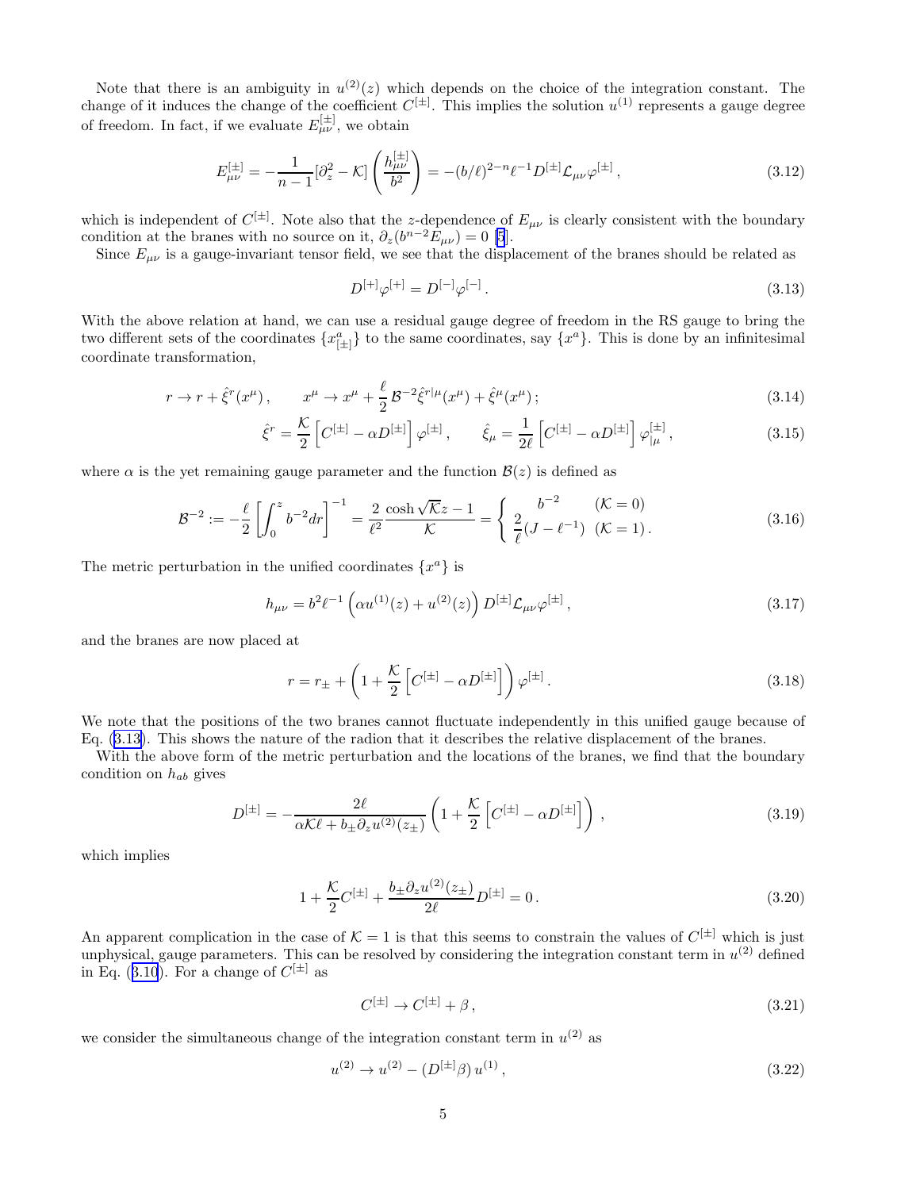Note that there is an ambiguity in $u^{(2)}(z)$ which depends on the choice of the integration constant. The change of it induces the change of the coefficient $C^{[\pm]}$. This implies the solution $u^{(1)}$ represents a gauge degree of freedom. In fact, if we evaluate $E^{[\pm]}_{\mu\nu}$, we obtain

$$E^{[\pm]}_{\mu\nu} = -\frac{1}{n-1}[\partial_z^2 - \mathcal{K}]\left(\frac{h^{[\pm]}_{\mu\nu}}{b^2}\right) = -(b/\ell)^{2-n}\ell^{-1}D^{[\pm]}\mathcal{L}_{\mu\nu}\varphi^{[\pm]}\,, \tag{3.12}$$

which is independent of $C^{[\pm]}$. Note also that the $z$-dependence of $E_{\mu\nu}$ is clearly consistent with the boundary condition at the branes with no source on it, $\partial_z(b^{n-2}E_{\mu\nu}) = 0$ [5].

Since $E_{\mu\nu}$ is a gauge-invariant tensor field, we see that the displacement of the branes should be related as

$$D^{[+]}\varphi^{[+]} = D^{[-]}\varphi^{[-]}\,. \tag{3.13}$$

With the above relation at hand, we can use a residual gauge degree of freedom in the RS gauge to bring the two different sets of the coordinates $\{x^a_{[\pm]}\}$ to the same coordinates, say $\{x^a\}$. This is done by an infinitesimal coordinate transformation,

$$r \to r + \hat{\xi}^r(x^\mu)\,, \qquad x^\mu \to x^\mu + \frac{\ell}{2}\,\mathcal{B}^{-2}\hat{\xi}^{r|\mu}(x^\mu) + \hat{\xi}^\mu(x^\mu)\,; \tag{3.14}$$

$$\hat{\xi}^r = \frac{\mathcal{K}}{2}\left[C^{[\pm]} - \alpha D^{[\pm]}\right]\varphi^{[\pm]}\,, \qquad \hat{\xi}_\mu = \frac{1}{2\ell}\left[C^{[\pm]} - \alpha D^{[\pm]}\right]\varphi^{[\pm]}_{|\mu}\,, \tag{3.15}$$

where $\alpha$ is the yet remaining gauge parameter and the function $\mathcal{B}(z)$ is defined as

$$\mathcal{B}^{-2} := -\frac{\ell}{2}\left[\int_0^z b^{-2}dr\right]^{-1} = \frac{2}{\ell^2}\frac{\cosh\sqrt{\mathcal{K}}z - 1}{\mathcal{K}} = \begin{cases} b^{-2} & (\mathcal{K}=0) \\ \dfrac{2}{\ell}(J - \ell^{-1}) & (\mathcal{K}=1)\,. \end{cases} \tag{3.16}$$

The metric perturbation in the unified coordinates $\{x^a\}$ is

$$h_{\mu\nu} = b^2\ell^{-1}\left(\alpha u^{(1)}(z) + u^{(2)}(z)\right)D^{[\pm]}\mathcal{L}_{\mu\nu}\varphi^{[\pm]}\,, \tag{3.17}$$

and the branes are now placed at

$$r = r_\pm + \left(1 + \frac{\mathcal{K}}{2}\left[C^{[\pm]} - \alpha D^{[\pm]}\right]\right)\varphi^{[\pm]}\,. \tag{3.18}$$

We note that the positions of the two branes cannot fluctuate independently in this unified gauge because of Eq. (3.13). This shows the nature of the radion that it describes the relative displacement of the branes.

With the above form of the metric perturbation and the locations of the branes, we find that the boundary condition on $h_{ab}$ gives

$$D^{[\pm]} = -\frac{2\ell}{\alpha\mathcal{K}\ell + b_\pm\partial_z u^{(2)}(z_\pm)}\left(1 + \frac{\mathcal{K}}{2}\left[C^{[\pm]} - \alpha D^{[\pm]}\right]\right)\,, \tag{3.19}$$

which implies

$$1 + \frac{\mathcal{K}}{2}C^{[\pm]} + \frac{b_\pm\partial_z u^{(2)}(z_\pm)}{2\ell}D^{[\pm]} = 0\,. \tag{3.20}$$

An apparent complication in the case of $\mathcal{K}=1$ is that this seems to constrain the values of $C^{[\pm]}$ which is just unphysical, gauge parameters. This can be resolved by considering the integration constant term in $u^{(2)}$ defined in Eq. (3.10). For a change of $C^{[\pm]}$ as

$$C^{[\pm]} \to C^{[\pm]} + \beta\,, \tag{3.21}$$

we consider the simultaneous change of the integration constant term in $u^{(2)}$ as

$$u^{(2)} \to u^{(2)} - (D^{[\pm]}\beta)\,u^{(1)}\,, \tag{3.22}$$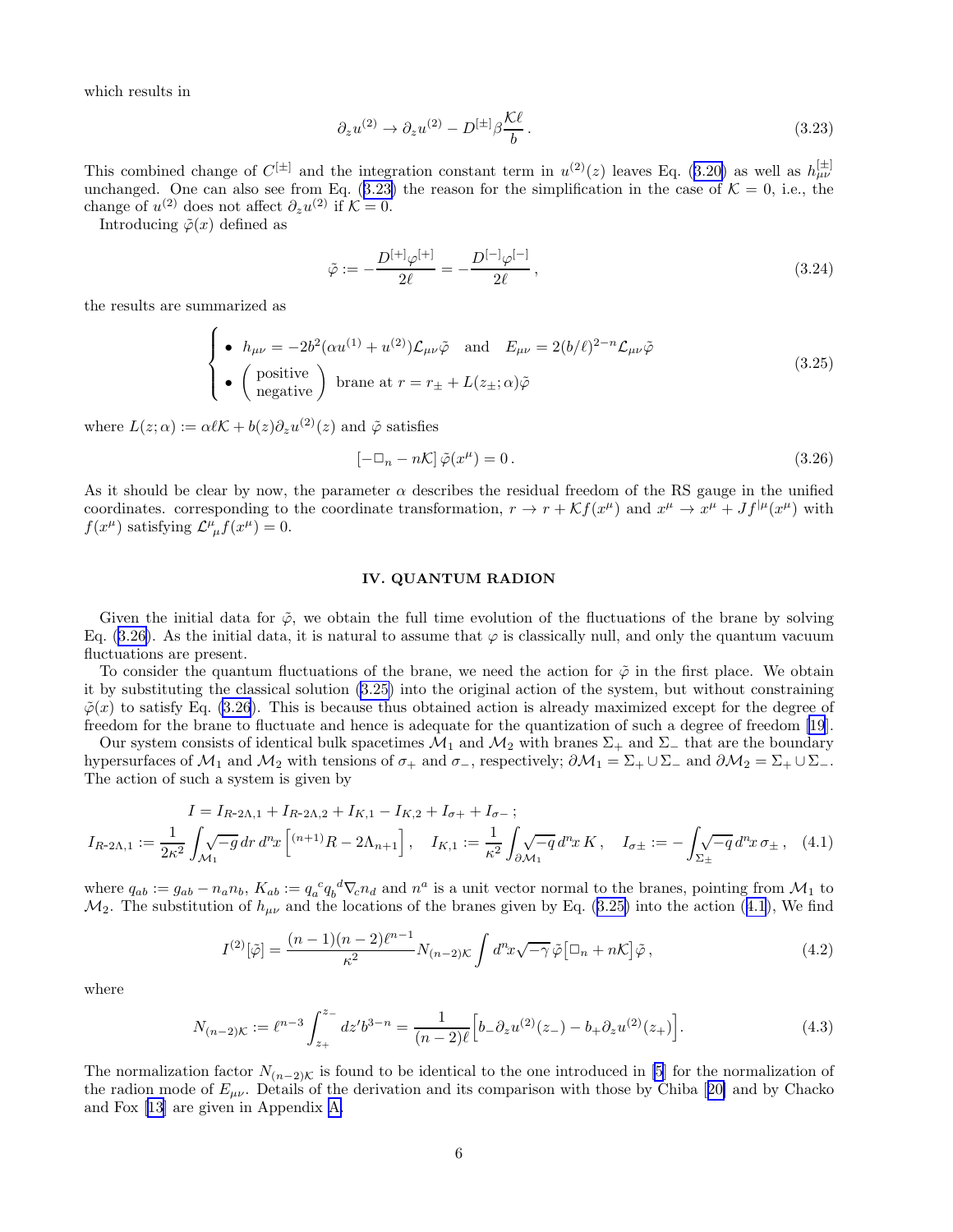which results in

$$\partial_z u^{(2)} \to \partial_z u^{(2)} - D^{[\pm]}\beta \frac{\mathcal{K}\ell}{b} \,. \tag{3.23}$$

This combined change of $C^{[\pm]}$ and the integration constant term in $u^{(2)}(z)$ leaves Eq. (3.20) as well as $h^{[\pm]}_{\mu\nu}$ unchanged. One can also see from Eq. (3.23) the reason for the simplification in the case of $\mathcal{K}=0$, i.e., the change of $u^{(2)}$ does not affect $\partial_z u^{(2)}$ if $\mathcal{K}=0$.

Introducing $\tilde{\varphi}(x)$ defined as

$$\tilde{\varphi} := -\frac{D^{[+]}\varphi^{[+]}}{2\ell} = -\frac{D^{[-]}\varphi^{[-]}}{2\ell} \,, \tag{3.24}$$

the results are summarized as

$$\begin{cases} \bullet \;\; h_{\mu\nu} = -2b^2(\alpha u^{(1)} + u^{(2)})\mathcal{L}_{\mu\nu}\tilde{\varphi} \quad \text{and} \quad E_{\mu\nu} = 2(b/\ell)^{2-n}\mathcal{L}_{\mu\nu}\tilde{\varphi} \\ \bullet \;\; \begin{pmatrix} \text{positive} \\ \text{negative} \end{pmatrix} \text{ brane at } r = r_\pm + L(z_\pm;\alpha)\tilde{\varphi} \end{cases} \tag{3.25}$$

where $L(z;\alpha) := \alpha\ell\mathcal{K} + b(z)\partial_z u^{(2)}(z)$ and $\tilde{\varphi}$ satisfies

$$\left[-\Box_n - n\mathcal{K}\right]\tilde{\varphi}(x^\mu) = 0 \,. \tag{3.26}$$

As it should be clear by now, the parameter $\alpha$ describes the residual freedom of the RS gauge in the unified coordinates. corresponding to the coordinate transformation, $r \to r + \mathcal{K}f(x^\mu)$ and $x^\mu \to x^\mu + Jf^{|\mu}(x^\mu)$ with $f(x^\mu)$ satisfying $\mathcal{L}^\mu{}_\mu f(x^\mu) = 0$.

## IV. QUANTUM RADION

Given the initial data for $\tilde{\varphi}$, we obtain the full time evolution of the fluctuations of the brane by solving Eq. (3.26). As the initial data, it is natural to assume that $\varphi$ is classically null, and only the quantum vacuum fluctuations are present.

To consider the quantum fluctuations of the brane, we need the action for $\tilde{\varphi}$ in the first place. We obtain it by substituting the classical solution (3.25) into the original action of the system, but without constraining $\tilde{\varphi}(x)$ to satisfy Eq. (3.26). This is because thus obtained action is already maximized except for the degree of freedom for the brane to fluctuate and hence is adequate for the quantization of such a degree of freedom [19].

Our system consists of identical bulk spacetimes $\mathcal{M}_1$ and $\mathcal{M}_2$ with branes $\Sigma_+$ and $\Sigma_-$ that are the boundary hypersurfaces of $\mathcal{M}_1$ and $\mathcal{M}_2$ with tensions of $\sigma_+$ and $\sigma_-$, respectively; $\partial\mathcal{M}_1 = \Sigma_+ \cup \Sigma_-$ and $\partial\mathcal{M}_2 = \Sigma_+ \cup \Sigma_-$. The action of such a system is given by

$$\begin{gathered} I = I_{R\text{-}2\Lambda,1} + I_{R\text{-}2\Lambda,2} + I_{K,1} - I_{K,2} + I_{\sigma+} + I_{\sigma-} \,; \\ I_{R\text{-}2\Lambda,1} := \frac{1}{2\kappa^2}\int_{\mathcal{M}_1}\sqrt{-g}\,dr\,d^nx\left[{}^{(n+1)}R - 2\Lambda_{n+1}\right], \quad I_{K,1} := \frac{1}{\kappa^2}\int_{\partial\mathcal{M}_1}\sqrt{-q}\,d^nx\,K\,, \quad I_{\sigma\pm} := -\int_{\Sigma_\pm}\sqrt{-q}\,d^nx\,\sigma_\pm\,, \end{gathered} \tag{4.1}$$

where $q_{ab} := g_{ab} - n_a n_b$, $K_{ab} := q_a{}^c q_b{}^d \nabla_c n_d$ and $n^a$ is a unit vector normal to the branes, pointing from $\mathcal{M}_1$ to $\mathcal{M}_2$. The substitution of $h_{\mu\nu}$ and the locations of the branes given by Eq. (3.25) into the action (4.1), We find

$$I^{(2)}[\tilde{\varphi}] = \frac{(n-1)(n-2)\ell^{n-1}}{\kappa^2}N_{(n-2)\mathcal{K}}\int d^nx\sqrt{-\gamma}\,\tilde{\varphi}\left[\Box_n + n\mathcal{K}\right]\tilde{\varphi}\,, \tag{4.2}$$

where

$$N_{(n-2)\mathcal{K}} := \ell^{n-3}\int_{z_+}^{z_-} dz' b^{3-n} = \frac{1}{(n-2)\ell}\Big[b_-\partial_z u^{(2)}(z_-) - b_+\partial_z u^{(2)}(z_+)\Big]. \tag{4.3}$$

The normalization factor $N_{(n-2)\mathcal{K}}$ is found to be identical to the one introduced in [5] for the normalization of the radion mode of $E_{\mu\nu}$. Details of the derivation and its comparison with those by Chiba [20] and by Chacko and Fox [13] are given in Appendix A.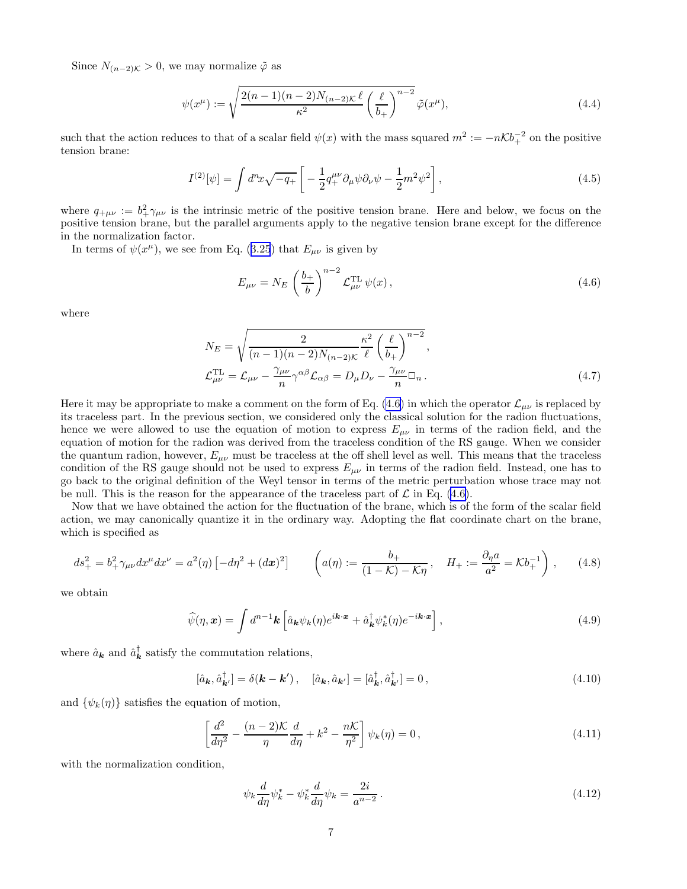Since $N_{(n-2)\mathcal{K}} > 0$, we may normalize $\tilde{\varphi}$ as

$$\psi(x^\mu) := \sqrt{\frac{2(n-1)(n-2)N_{(n-2)\mathcal{K}}\,\ell}{\kappa^2}\left(\frac{\ell}{b_+}\right)^{n-2}}\,\tilde{\varphi}(x^\mu), \tag{4.4}$$

such that the action reduces to that of a scalar field $\psi(x)$ with the mass squared $m^2 := -n\mathcal{K}b_+^{-2}$ on the positive tension brane:

$$I^{(2)}[\psi] = \int d^n x\sqrt{-q_+}\left[-\frac{1}{2}q_+^{\mu\nu}\partial_\mu\psi\partial_\nu\psi - \frac{1}{2}m^2\psi^2\right], \tag{4.5}$$

where $q_{+\mu\nu} := b_+^2\gamma_{\mu\nu}$ is the intrinsic metric of the positive tension brane. Here and below, we focus on the positive tension brane, but the parallel arguments apply to the negative tension brane except for the difference in the normalization factor.

In terms of $\psi(x^\mu)$, we see from Eq. (3.25) that $E_{\mu\nu}$ is given by

$$E_{\mu\nu} = N_E\left(\frac{b_+}{b}\right)^{n-2}\mathcal{L}^{\rm TL}_{\mu\nu}\,\psi(x)\,, \tag{4.6}$$

where

$$\begin{aligned}
N_E &= \sqrt{\frac{2}{(n-1)(n-2)N_{(n-2)\mathcal{K}}}\frac{\kappa^2}{\ell}\left(\frac{\ell}{b_+}\right)^{n-2}}\,,\\
\mathcal{L}^{\rm TL}_{\mu\nu} &= \mathcal{L}_{\mu\nu} - \frac{\gamma_{\mu\nu}}{n}\gamma^{\alpha\beta}\mathcal{L}_{\alpha\beta} = D_\mu D_\nu - \frac{\gamma_{\mu\nu}}{n}\Box_n\,.
\end{aligned} \tag{4.7}$$

Here it may be appropriate to make a comment on the form of Eq. (4.6) in which the operator $\mathcal{L}_{\mu\nu}$ is replaced by its traceless part. In the previous section, we considered only the classical solution for the radion fluctuations, hence we were allowed to use the equation of motion to express $E_{\mu\nu}$ in terms of the radion field, and the equation of motion for the radion was derived from the traceless condition of the RS gauge. When we consider the quantum radion, however, $E_{\mu\nu}$ must be traceless at the off shell level as well. This means that the traceless condition of the RS gauge should not be used to express $E_{\mu\nu}$ in terms of the radion field. Instead, one has to go back to the original definition of the Weyl tensor in terms of the metric perturbation whose trace may not be null. This is the reason for the appearance of the traceless part of $\mathcal{L}$ in Eq. (4.6).

Now that we have obtained the action for the fluctuation of the brane, which is of the form of the scalar field action, we may canonically quantize it in the ordinary way. Adopting the flat coordinate chart on the brane, which is specified as

$$ds_+^2 = b_+^2\gamma_{\mu\nu}dx^\mu dx^\nu = a^2(\eta)\left[-d\eta^2 + (d\boldsymbol{x})^2\right] \qquad \left(a(\eta) := \frac{b_+}{(1-\mathcal{K})-\mathcal{K}\eta}\,,\quad H_+ := \frac{\partial_\eta a}{a^2} = \mathcal{K}b_+^{-1}\right), \tag{4.8}$$

we obtain

$$\widehat{\psi}(\eta,\boldsymbol{x}) = \int d^{n-1}\boldsymbol{k}\left[\hat{a}_{\boldsymbol{k}}\psi_k(\eta)e^{i\boldsymbol{k}\cdot\boldsymbol{x}} + \hat{a}^\dagger_{\boldsymbol{k}}\psi^*_k(\eta)e^{-i\boldsymbol{k}\cdot\boldsymbol{x}}\right], \tag{4.9}$$

where $\hat{a}_{\boldsymbol{k}}$ and $\hat{a}^\dagger_{\boldsymbol{k}}$ satisfy the commutation relations,

$$[\hat{a}_{\boldsymbol{k}}, \hat{a}^\dagger_{\boldsymbol{k}'}] = \delta(\boldsymbol{k}-\boldsymbol{k}')\,,\quad [\hat{a}_{\boldsymbol{k}}, \hat{a}_{\boldsymbol{k}'}] = [\hat{a}^\dagger_{\boldsymbol{k}}, \hat{a}^\dagger_{\boldsymbol{k}'}] = 0\,, \tag{4.10}$$

and $\{\psi_k(\eta)\}$ satisfies the equation of motion,

$$\left[\frac{d^2}{d\eta^2} - \frac{(n-2)\mathcal{K}}{\eta}\frac{d}{d\eta} + k^2 - \frac{n\mathcal{K}}{\eta^2}\right]\psi_k(\eta) = 0\,, \tag{4.11}$$

with the normalization condition,

$$\psi_k\frac{d}{d\eta}\psi^*_k - \psi^*_k\frac{d}{d\eta}\psi_k = \frac{2i}{a^{n-2}}\,. \tag{4.12}$$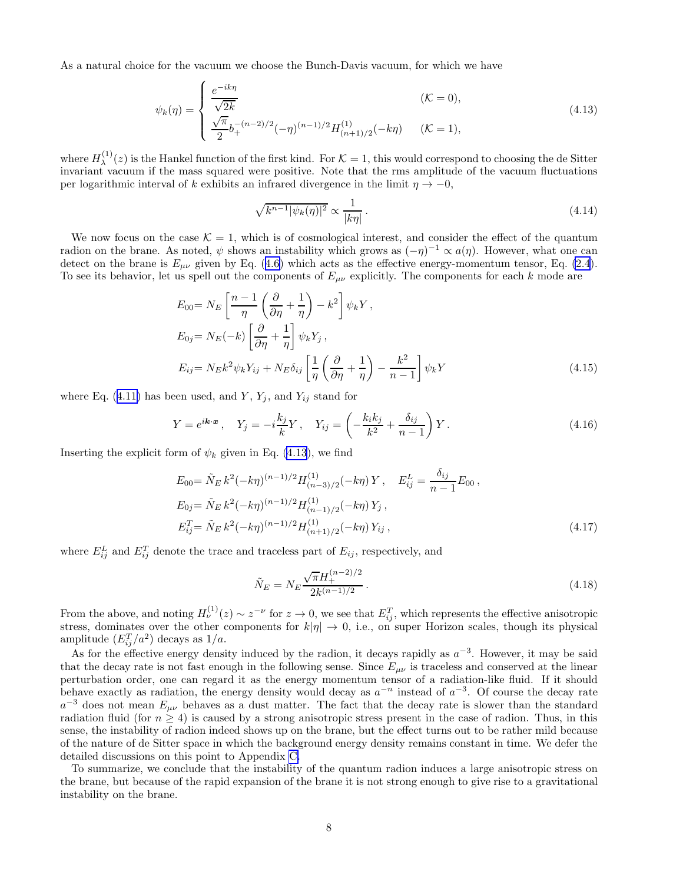As a natural choice for the vacuum we choose the Bunch-Davis vacuum, for which we have

$$
\psi_k(\eta) = \begin{cases} \dfrac{e^{-ik\eta}}{\sqrt{2k}} & (\mathcal{K}=0), \\ \dfrac{\sqrt{\pi}}{2} b_+^{-(n-2)/2} (-\eta)^{(n-1)/2} H^{(1)}_{(n+1)/2}(-k\eta) & (\mathcal{K}=1), \end{cases} \tag{4.13}
$$

where $H^{(1)}_\lambda(z)$ is the Hankel function of the first kind. For $\mathcal{K}=1$, this would correspond to choosing the de Sitter invariant vacuum if the mass squared were positive. Note that the rms amplitude of the vacuum fluctuations per logarithmic interval of $k$ exhibits an infrared divergence in the limit $\eta \to -0$,

$$
\sqrt{k^{n-1}|\psi_k(\eta)|^2} \propto \frac{1}{|k\eta|}\,. \tag{4.14}
$$

We now focus on the case $\mathcal{K}=1$, which is of cosmological interest, and consider the effect of the quantum radion on the brane. As noted, $\psi$ shows an instability which grows as $(-\eta)^{-1} \propto a(\eta)$. However, what one can detect on the brane is $E_{\mu\nu}$ given by Eq. (4.6) which acts as the effective energy-momentum tensor, Eq. (2.4). To see its behavior, let us spell out the components of $E_{\mu\nu}$ explicitly. The components for each $k$ mode are

$$
\begin{aligned}
E_{00} &= N_E \left[ \frac{n-1}{\eta}\left(\frac{\partial}{\partial\eta} + \frac{1}{\eta}\right) - k^2 \right] \psi_k Y\,, \\
E_{0j} &= N_E(-k)\left[\frac{\partial}{\partial\eta} + \frac{1}{\eta}\right]\psi_k Y_j\,, \\
E_{ij} &= N_E k^2 \psi_k Y_{ij} + N_E \delta_{ij}\left[\frac{1}{\eta}\left(\frac{\partial}{\partial\eta} + \frac{1}{\eta}\right) - \frac{k^2}{n-1}\right]\psi_k Y
\end{aligned} \tag{4.15}
$$

where Eq. (4.11) has been used, and $Y$, $Y_j$, and $Y_{ij}$ stand for

$$
Y = e^{i\boldsymbol{k}\cdot\boldsymbol{x}}\,, \quad Y_j = -i\frac{k_j}{k}Y\,, \quad Y_{ij} = \left(-\frac{k_i k_j}{k^2} + \frac{\delta_{ij}}{n-1}\right)Y\,. \tag{4.16}
$$

Inserting the explicit form of $\psi_k$ given in Eq. (4.13), we find

$$
\begin{aligned}
E_{00} &= \tilde{N}_E\, k^2 (-k\eta)^{(n-1)/2} H^{(1)}_{(n-3)/2}(-k\eta)\, Y\,, \quad E^L_{ij} = \frac{\delta_{ij}}{n-1}E_{00}\,, \\
E_{0j} &= \tilde{N}_E\, k^2 (-k\eta)^{(n-1)/2} H^{(1)}_{(n-1)/2}(-k\eta)\, Y_j\,, \\
E^T_{ij} &= \tilde{N}_E\, k^2 (-k\eta)^{(n-1)/2} H^{(1)}_{(n+1)/2}(-k\eta)\, Y_{ij}\,,
\end{aligned} \tag{4.17}
$$

where $E^L_{ij}$ and $E^T_{ij}$ denote the trace and traceless part of $E_{ij}$, respectively, and

$$
\tilde{N}_E = N_E \frac{\sqrt{\pi} H_+^{(n-2)/2}}{2k^{(n-1)/2}}\,. \tag{4.18}
$$

From the above, and noting $H^{(1)}_\nu(z) \sim z^{-\nu}$ for $z \to 0$, we see that $E^T_{ij}$, which represents the effective anisotropic stress, dominates over the other components for $k|\eta| \to 0$, i.e., on super Horizon scales, though its physical amplitude $(E^T_{ij}/a^2)$ decays as $1/a$.

As for the effective energy density induced by the radion, it decays rapidly as $a^{-3}$. However, it may be said that the decay rate is not fast enough in the following sense. Since $E_{\mu\nu}$ is traceless and conserved at the linear perturbation order, one can regard it as the energy momentum tensor of a radiation-like fluid. If it should behave exactly as radiation, the energy density would decay as $a^{-n}$ instead of $a^{-3}$. Of course the decay rate $a^{-3}$ does not mean $E_{\mu\nu}$ behaves as a dust matter. The fact that the decay rate is slower than the standard radiation fluid (for $n \geq 4$) is caused by a strong anisotropic stress present in the case of radion. Thus, in this sense, the instability of radion indeed shows up on the brane, but the effect turns out to be rather mild because of the nature of de Sitter space in which the background energy density remains constant in time. We defer the detailed discussions on this point to Appendix C.

To summarize, we conclude that the instability of the quantum radion induces a large anisotropic stress on the brane, but because of the rapid expansion of the brane it is not strong enough to give rise to a gravitational instability on the brane.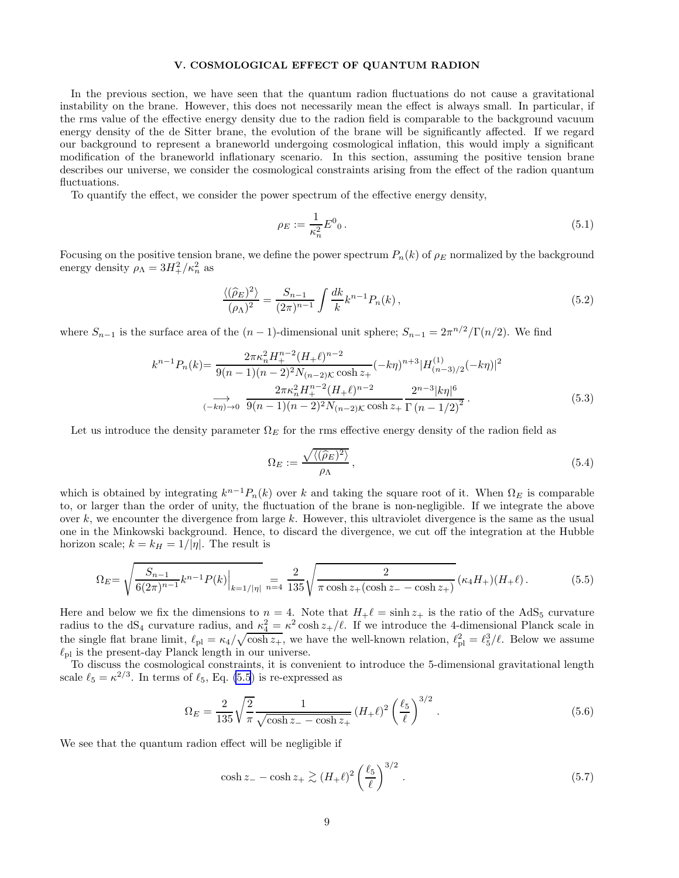### V. COSMOLOGICAL EFFECT OF QUANTUM RADION

In the previous section, we have seen that the quantum radion fluctuations do not cause a gravitational instability on the brane. However, this does not necessarily mean the effect is always small. In particular, if the rms value of the effective energy density due to the radion field is comparable to the background vacuum energy density of the de Sitter brane, the evolution of the brane will be significantly affected. If we regard our background to represent a braneworld undergoing cosmological inflation, this would imply a significant modification of the braneworld inflationary scenario. In this section, assuming the positive tension brane describes our universe, we consider the cosmological constraints arising from the effect of the radion quantum fluctuations.

To quantify the effect, we consider the power spectrum of the effective energy density,

$$\rho_E := \frac{1}{\kappa_n^2} E^0{}_0 \,. \tag{5.1}$$

Focusing on the positive tension brane, we define the power spectrum $P_n(k)$ of $\rho_E$ normalized by the background energy density $\rho_\Lambda = 3H_+^2/\kappa_n^2$ as

$$\frac{\langle(\widehat{\rho}_E)^2\rangle}{(\rho_\Lambda)^2} = \frac{S_{n-1}}{(2\pi)^{n-1}} \int \frac{dk}{k} k^{n-1} P_n(k) \,, \tag{5.2}$$

where $S_{n-1}$ is the surface area of the $(n-1)$-dimensional unit sphere; $S_{n-1} = 2\pi^{n/2}/\Gamma(n/2)$. We find

$$\begin{aligned} k^{n-1}P_n(k) &= \frac{2\pi\kappa_n^2 H_+^{n-2}(H_+\ell)^{n-2}}{9(n-1)(n-2)^2 N_{(n-2)\mathcal{K}} \cosh z_+} (-k\eta)^{n+3} |H^{(1)}_{(n-3)/2}(-k\eta)|^2 \\ &\underset{(-k\eta)\to 0}{\longrightarrow} \; \frac{2\pi\kappa_n^2 H_+^{n-2}(H_+\ell)^{n-2}}{9(n-1)(n-2)^2 N_{(n-2)\mathcal{K}} \cosh z_+} \frac{2^{n-3}|k\eta|^6}{\Gamma\left(n-1/2\right)^2} \,. \end{aligned} \tag{5.3}$$

Let us introduce the density parameter $\Omega_E$ for the rms effective energy density of the radion field as

$$\Omega_E := \frac{\sqrt{\langle(\widehat{\rho}_E)^2\rangle}}{\rho_\Lambda} \,, \tag{5.4}$$

which is obtained by integrating $k^{n-1}P_n(k)$ over $k$ and taking the square root of it. When $\Omega_E$ is comparable to, or larger than the order of unity, the fluctuation of the brane is non-negligible. If we integrate the above over $k$, we encounter the divergence from large $k$. However, this ultraviolet divergence is the same as the usual one in the Minkowski background. Hence, to discard the divergence, we cut off the integration at the Hubble horizon scale; $k = k_H = 1/|\eta|$. The result is

$$\Omega_E = \sqrt{\frac{S_{n-1}}{6(2\pi)^{n-1}} k^{n-1} P(k)\Big|_{k=1/|\eta|}} \underset{n=4}{=} \frac{2}{135} \sqrt{\frac{2}{\pi \cosh z_+ (\cosh z_- - \cosh z_+)}} \, (\kappa_4 H_+)(H_+\ell) \,. \tag{5.5}$$

Here and below we fix the dimensions to $n = 4$. Note that $H_+\ell = \sinh z_+$ is the ratio of the AdS$_5$ curvature radius to the dS$_4$ curvature radius, and $\kappa_4^2 = \kappa^2 \cosh z_+/\ell$. If we introduce the 4-dimensional Planck scale in the single flat brane limit, $\ell_{\rm pl} = \kappa_4/\sqrt{\cosh z_+}$, we have the well-known relation, $\ell_{\rm pl}^2 = \ell_5^3/\ell$. Below we assume $\ell_{\rm pl}$ is the present-day Planck length in our universe.

To discuss the cosmological constraints, it is convenient to introduce the 5-dimensional gravitational length scale $\ell_5 = \kappa^{2/3}$. In terms of $\ell_5$, Eq. (5.5) is re-expressed as

$$\Omega_E = \frac{2}{135}\sqrt{\frac{2}{\pi}} \frac{1}{\sqrt{\cosh z_- - \cosh z_+}} \, (H_+\ell)^2 \left(\frac{\ell_5}{\ell}\right)^{3/2} \,. \tag{5.6}$$

We see that the quantum radion effect will be negligible if

$$\cosh z_- - \cosh z_+ \gtrsim (H_+\ell)^2 \left(\frac{\ell_5}{\ell}\right)^{3/2} \,. \tag{5.7}$$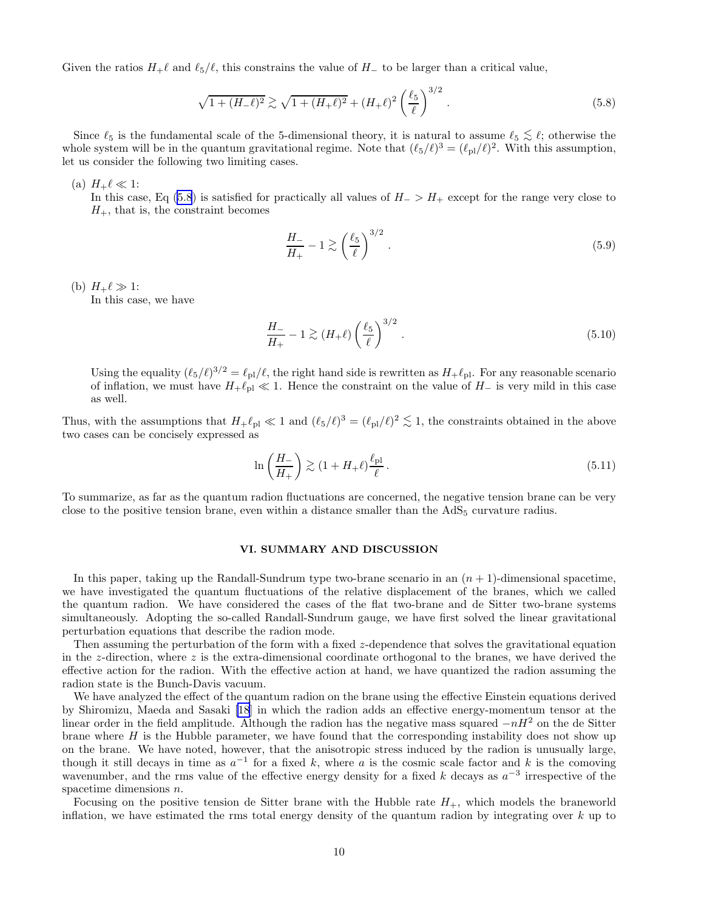Given the ratios $H_+\ell$ and $\ell_5/\ell$, this constrains the value of $H_-$ to be larger than a critical value,

$$\sqrt{1+(H_-\ell)^2} \gtrsim \sqrt{1+(H_+\ell)^2} + (H_+\ell)^2 \left(\frac{\ell_5}{\ell}\right)^{3/2} . \tag{5.8}$$

Since $\ell_5$ is the fundamental scale of the 5-dimensional theory, it is natural to assume $\ell_5 \lesssim \ell$; otherwise the whole system will be in the quantum gravitational regime. Note that $(\ell_5/\ell)^3 = (\ell_{\rm pl}/\ell)^2$. With this assumption, let us consider the following two limiting cases.

(a) $H_+\ell \ll 1$:
In this case, Eq (5.8) is satisfied for practically all values of $H_- > H_+$ except for the range very close to $H_+$, that is, the constraint becomes

$$\frac{H_-}{H_+} - 1 \gtrsim \left(\frac{\ell_5}{\ell}\right)^{3/2} . \tag{5.9}$$

(b) $H_+\ell \gg 1$:
In this case, we have

$$\frac{H_-}{H_+} - 1 \gtrsim (H_+\ell) \left(\frac{\ell_5}{\ell}\right)^{3/2} . \tag{5.10}$$

Using the equality $(\ell_5/\ell)^{3/2} = \ell_{\rm pl}/\ell$, the right hand side is rewritten as $H_+\ell_{\rm pl}$. For any reasonable scenario of inflation, we must have $H_+\ell_{\rm pl} \ll 1$. Hence the constraint on the value of $H_-$ is very mild in this case as well.

Thus, with the assumptions that $H_+\ell_{\rm pl} \ll 1$ and $(\ell_5/\ell)^3 = (\ell_{\rm pl}/\ell)^2 \lesssim 1$, the constraints obtained in the above two cases can be concisely expressed as

$$\ln\left(\frac{H_-}{H_+}\right) \gtrsim (1 + H_+\ell)\frac{\ell_{\rm pl}}{\ell} . \tag{5.11}$$

To summarize, as far as the quantum radion fluctuations are concerned, the negative tension brane can be very close to the positive tension brane, even within a distance smaller than the $\mathrm{AdS}_5$ curvature radius.

## VI. SUMMARY AND DISCUSSION

In this paper, taking up the Randall-Sundrum type two-brane scenario in an $(n+1)$-dimensional spacetime, we have investigated the quantum fluctuations of the relative displacement of the branes, which we called the quantum radion. We have considered the cases of the flat two-brane and de Sitter two-brane systems simultaneously. Adopting the so-called Randall-Sundrum gauge, we have first solved the linear gravitational perturbation equations that describe the radion mode.

Then assuming the perturbation of the form with a fixed $z$-dependence that solves the gravitational equation in the $z$-direction, where $z$ is the extra-dimensional coordinate orthogonal to the branes, we have derived the effective action for the radion. With the effective action at hand, we have quantized the radion assuming the radion state is the Bunch-Davis vacuum.

We have analyzed the effect of the quantum radion on the brane using the effective Einstein equations derived by Shiromizu, Maeda and Sasaki [18] in which the radion adds an effective energy-momentum tensor at the linear order in the field amplitude. Although the radion has the negative mass squared $-nH^2$ on the de Sitter brane where $H$ is the Hubble parameter, we have found that the corresponding instability does not show up on the brane. We have noted, however, that the anisotropic stress induced by the radion is unusually large, though it still decays in time as $a^{-1}$ for a fixed $k$, where $a$ is the cosmic scale factor and $k$ is the comoving wavenumber, and the rms value of the effective energy density for a fixed $k$ decays as $a^{-3}$ irrespective of the spacetime dimensions $n$.

Focusing on the positive tension de Sitter brane with the Hubble rate $H_+$, which models the braneworld inflation, we have estimated the rms total energy density of the quantum radion by integrating over $k$ up to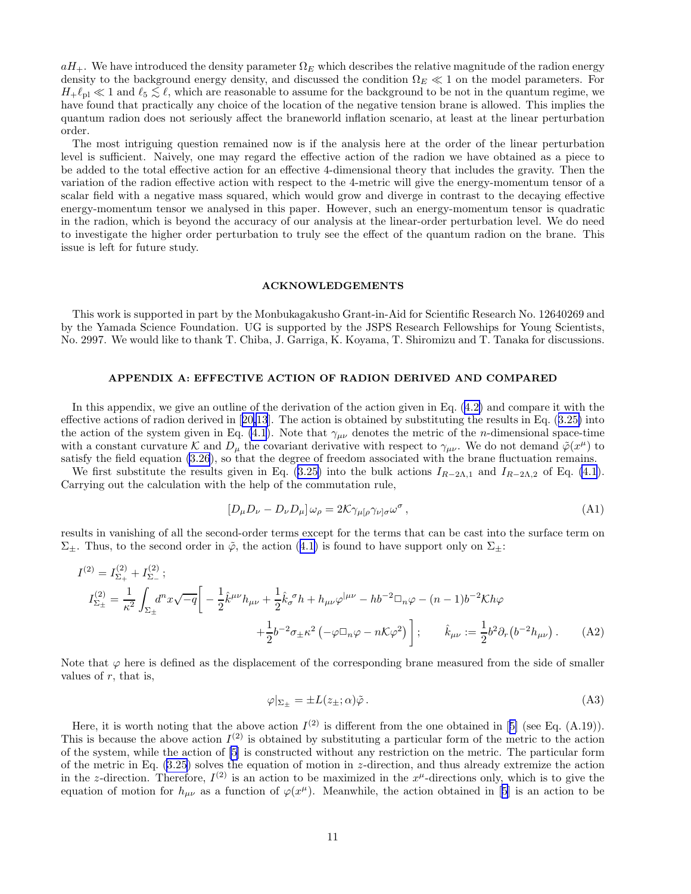$aH_+$. We have introduced the density parameter $\Omega_E$ which describes the relative magnitude of the radion energy density to the background energy density, and discussed the condition $\Omega_E \ll 1$ on the model parameters. For $H_+\ell_{\rm pl} \ll 1$ and $\ell_5 \lesssim \ell$, which are reasonable to assume for the background to be not in the quantum regime, we have found that practically any choice of the location of the negative tension brane is allowed. This implies the quantum radion does not seriously affect the braneworld inflation scenario, at least at the linear perturbation order.

The most intriguing question remained now is if the analysis here at the order of the linear perturbation level is sufficient. Naively, one may regard the effective action of the radion we have obtained as a piece to be added to the total effective action for an effective 4-dimensional theory that includes the gravity. Then the variation of the radion effective action with respect to the 4-metric will give the energy-momentum tensor of a scalar field with a negative mass squared, which would grow and diverge in contrast to the decaying effective energy-momentum tensor we analysed in this paper. However, such an energy-momentum tensor is quadratic in the radion, which is beyond the accuracy of our analysis at the linear-order perturbation level. We do need to investigate the higher order perturbation to truly see the effect of the quantum radion on the brane. This issue is left for future study.

## ACKNOWLEDGEMENTS

This work is supported in part by the Monbukagakusho Grant-in-Aid for Scientific Research No. 12640269 and by the Yamada Science Foundation. UG is supported by the JSPS Research Fellowships for Young Scientists, No. 2997. We would like to thank T. Chiba, J. Garriga, K. Koyama, T. Shiromizu and T. Tanaka for discussions.

## APPENDIX A: EFFECTIVE ACTION OF RADION DERIVED AND COMPARED

In this appendix, we give an outline of the derivation of the action given in Eq. (4.2) and compare it with the effective actions of radion derived in [20,13]. The action is obtained by substituting the results in Eq. (3.25) into the action of the system given in Eq. (4.1). Note that $\gamma_{\mu\nu}$ denotes the metric of the $n$-dimensional space-time with a constant curvature $\mathcal{K}$ and $D_\mu$ the covariant derivative with respect to $\gamma_{\mu\nu}$. We do not demand $\tilde{\varphi}(x^\mu)$ to satisfy the field equation (3.26), so that the degree of freedom associated with the brane fluctuation remains.

We first substitute the results given in Eq. (3.25) into the bulk actions $I_{R-2\Lambda,1}$ and $I_{R-2\Lambda,2}$ of Eq. (4.1). Carrying out the calculation with the help of the commutation rule,

$$[D_\mu D_\nu - D_\nu D_\mu]\,\omega_\rho = 2\mathcal{K}\gamma_{\mu[\rho}\gamma_{\nu]\sigma}\omega^\sigma\,, \tag{A1}$$

results in vanishing of all the second-order terms except for the terms that can be cast into the surface term on $\Sigma_\pm$. Thus, to the second order in $\tilde{\varphi}$, the action (4.1) is found to have support only on $\Sigma_\pm$:

$$\begin{aligned}
I^{(2)} &= I^{(2)}_{\Sigma_+} + I^{(2)}_{\Sigma_-}\,;\\
I^{(2)}_{\Sigma_\pm} &= \frac{1}{\kappa^2}\int_{\Sigma_\pm} d^n x\sqrt{-q}\bigg[-\frac{1}{2}\hat{k}^{\mu\nu}h_{\mu\nu} + \frac{1}{2}\hat{k}_\sigma{}^\sigma h + h_{\mu\nu}\varphi^{|\mu\nu} - hb^{-2}\Box_n\varphi - (n-1)b^{-2}\mathcal{K}h\varphi\\
&\qquad\qquad + \frac{1}{2}b^{-2}\sigma_\pm\kappa^2\left(-\varphi\Box_n\varphi - n\mathcal{K}\varphi^2\right)\bigg]\,; \qquad \hat{k}_{\mu\nu} := \frac{1}{2}b^2\partial_r\left(b^{-2}h_{\mu\nu}\right).
\end{aligned} \tag{A2}$$

Note that $\varphi$ here is defined as the displacement of the corresponding brane measured from the side of smaller values of $r$, that is,

$$\varphi|_{\Sigma_\pm} = \pm L(z_\pm;\alpha)\tilde{\varphi}\,. \tag{A3}$$

Here, it is worth noting that the above action $I^{(2)}$ is different from the one obtained in [5] (see Eq. (A.19)). This is because the above action $I^{(2)}$ is obtained by substituting a particular form of the metric to the action of the system, while the action of [5] is constructed without any restriction on the metric. The particular form of the metric in Eq. (3.25) solves the equation of motion in $z$-direction, and thus already extremize the action in the $z$-direction. Therefore, $I^{(2)}$ is an action to be maximized in the $x^\mu$-directions only, which is to give the equation of motion for $h_{\mu\nu}$ as a function of $\varphi(x^\mu)$. Meanwhile, the action obtained in [5] is an action to be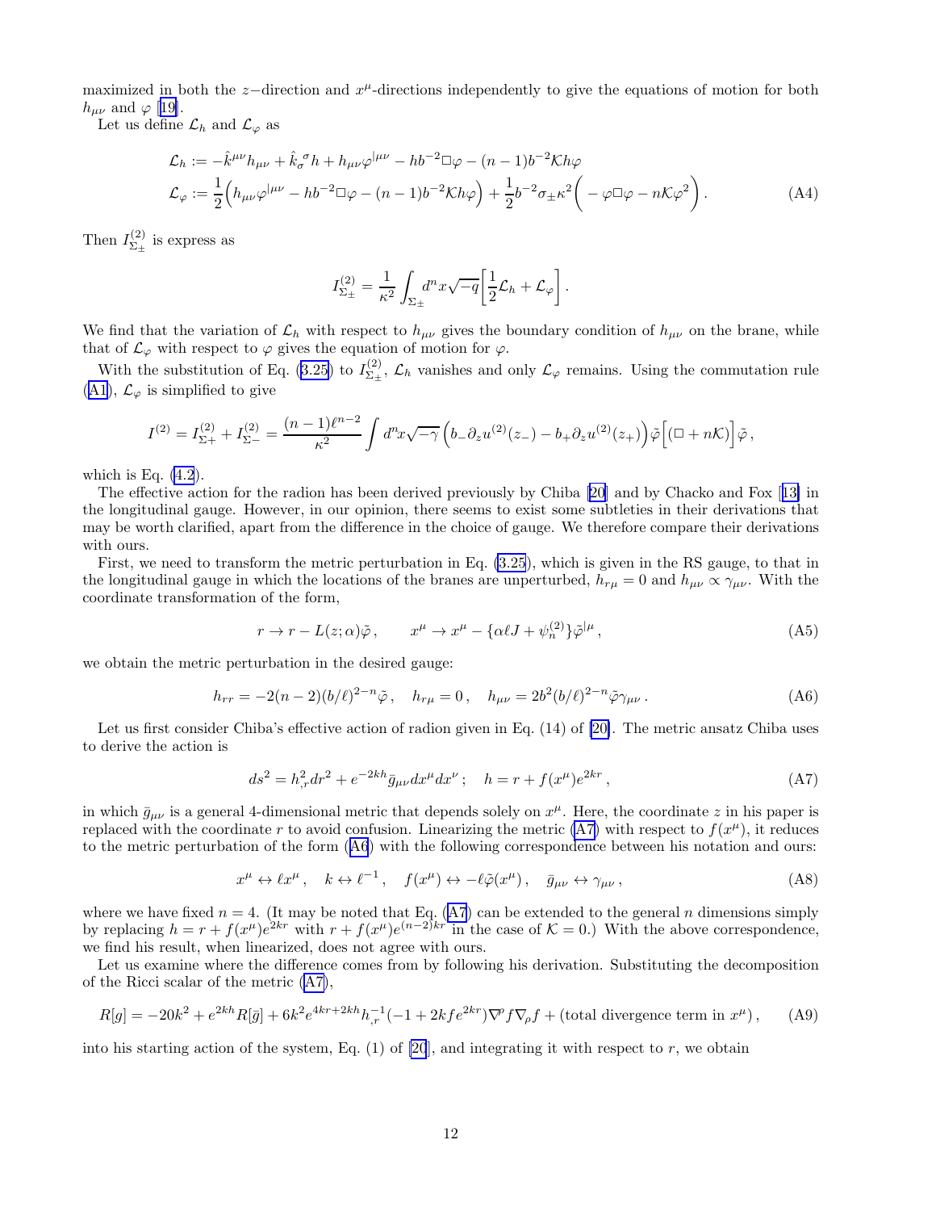maximized in both the $z$−direction and $x^\mu$-directions independently to give the equations of motion for both $h_{\mu\nu}$ and $\varphi$ [19].

Let us define $\mathcal{L}_h$ and $\mathcal{L}_\varphi$ as

$$
\begin{aligned}
\mathcal{L}_h &:= -\hat{k}^{\mu\nu}h_{\mu\nu} + \hat{k}_\sigma{}^\sigma h + h_{\mu\nu}\varphi^{|\mu\nu} - hb^{-2}\Box\varphi - (n-1)b^{-2}\mathcal{K}h\varphi \\
\mathcal{L}_\varphi &:= \frac{1}{2}\Big(h_{\mu\nu}\varphi^{|\mu\nu} - hb^{-2}\Box\varphi - (n-1)b^{-2}\mathcal{K}h\varphi\Big) + \frac{1}{2}b^{-2}\sigma_\pm\kappa^2\Big(-\varphi\Box\varphi - n\mathcal{K}\varphi^2\Big)\,.
\end{aligned}
\tag{A4}
$$

Then $I^{(2)}_{\Sigma_\pm}$ is express as

$$
I^{(2)}_{\Sigma_\pm} = \frac{1}{\kappa^2}\int_{\Sigma_\pm} d^n x\sqrt{-q}\left[\frac{1}{2}\mathcal{L}_h + \mathcal{L}_\varphi\right].
$$

We find that the variation of $\mathcal{L}_h$ with respect to $h_{\mu\nu}$ gives the boundary condition of $h_{\mu\nu}$ on the brane, while that of $\mathcal{L}_\varphi$ with respect to $\varphi$ gives the equation of motion for $\varphi$.

With the substitution of Eq. (3.25) to $I^{(2)}_{\Sigma_\pm}$, $\mathcal{L}_h$ vanishes and only $\mathcal{L}_\varphi$ remains. Using the commutation rule (A1), $\mathcal{L}_\varphi$ is simplified to give

$$
I^{(2)} = I^{(2)}_{\Sigma+} + I^{(2)}_{\Sigma-} = \frac{(n-1)\ell^{n-2}}{\kappa^2}\int d^n x\sqrt{-\gamma}\,\Big(b_-\partial_z u^{(2)}(z_-) - b_+\partial_z u^{(2)}(z_+)\Big)\tilde{\varphi}\Big[(\Box + n\mathcal{K})\Big]\tilde{\varphi}\,,
$$

which is Eq. (4.2).

The effective action for the radion has been derived previously by Chiba [20] and by Chacko and Fox [13] in the longitudinal gauge. However, in our opinion, there seems to exist some subtleties in their derivations that may be worth clarified, apart from the difference in the choice of gauge. We therefore compare their derivations with ours.

First, we need to transform the metric perturbation in Eq. (3.25), which is given in the RS gauge, to that in the longitudinal gauge in which the locations of the branes are unperturbed, $h_{r\mu} = 0$ and $h_{\mu\nu} \propto \gamma_{\mu\nu}$. With the coordinate transformation of the form,

$$
r \to r - L(z;\alpha)\tilde{\varphi}\,, \qquad x^\mu \to x^\mu - \{\alpha\ell J + \psi^{(2)}_n\}\tilde{\varphi}^{|\mu}\,,
\tag{A5}
$$

we obtain the metric perturbation in the desired gauge:

$$
h_{rr} = -2(n-2)(b/\ell)^{2-n}\tilde{\varphi}\,, \quad h_{r\mu} = 0\,, \quad h_{\mu\nu} = 2b^2(b/\ell)^{2-n}\tilde{\varphi}\gamma_{\mu\nu}\,.
\tag{A6}
$$

Let us first consider Chiba's effective action of radion given in Eq. (14) of [20]. The metric ansatz Chiba uses to derive the action is

$$
ds^2 = h_{,r}^2 dr^2 + e^{-2kh}\bar{g}_{\mu\nu}dx^\mu dx^\nu\,; \quad h = r + f(x^\mu)e^{2kr}\,,
\tag{A7}
$$

in which $\bar{g}_{\mu\nu}$ is a general 4-dimensional metric that depends solely on $x^\mu$. Here, the coordinate $z$ in his paper is replaced with the coordinate $r$ to avoid confusion. Linearizing the metric (A7) with respect to $f(x^\mu)$, it reduces to the metric perturbation of the form (A6) with the following correspondence between his notation and ours:

$$
x^\mu \leftrightarrow \ell x^\mu\,, \quad k \leftrightarrow \ell^{-1}\,, \quad f(x^\mu) \leftrightarrow -\ell\tilde{\varphi}(x^\mu)\,, \quad \bar{g}_{\mu\nu} \leftrightarrow \gamma_{\mu\nu}\,,
\tag{A8}
$$

where we have fixed $n = 4$. (It may be noted that Eq. (A7) can be extended to the general $n$ dimensions simply by replacing $h = r + f(x^\mu)e^{2kr}$ with $r + f(x^\mu)e^{(n-2)kr}$ in the case of $\mathcal{K} = 0$.) With the above correspondence, we find his result, when linearized, does not agree with ours.

Let us examine where the difference comes from by following his derivation. Substituting the decomposition of the Ricci scalar of the metric (A7),

$$
R[g] = -20k^2 + e^{2kh}R[\bar{g}] + 6k^2 e^{4kr+2kh}h_{,r}^{-1}(-1 + 2kfe^{2kr})\nabla^\rho f\nabla_\rho f + (\text{total divergence term in } x^\mu)\,,
\tag{A9}
$$

into his starting action of the system, Eq. (1) of [20], and integrating it with respect to $r$, we obtain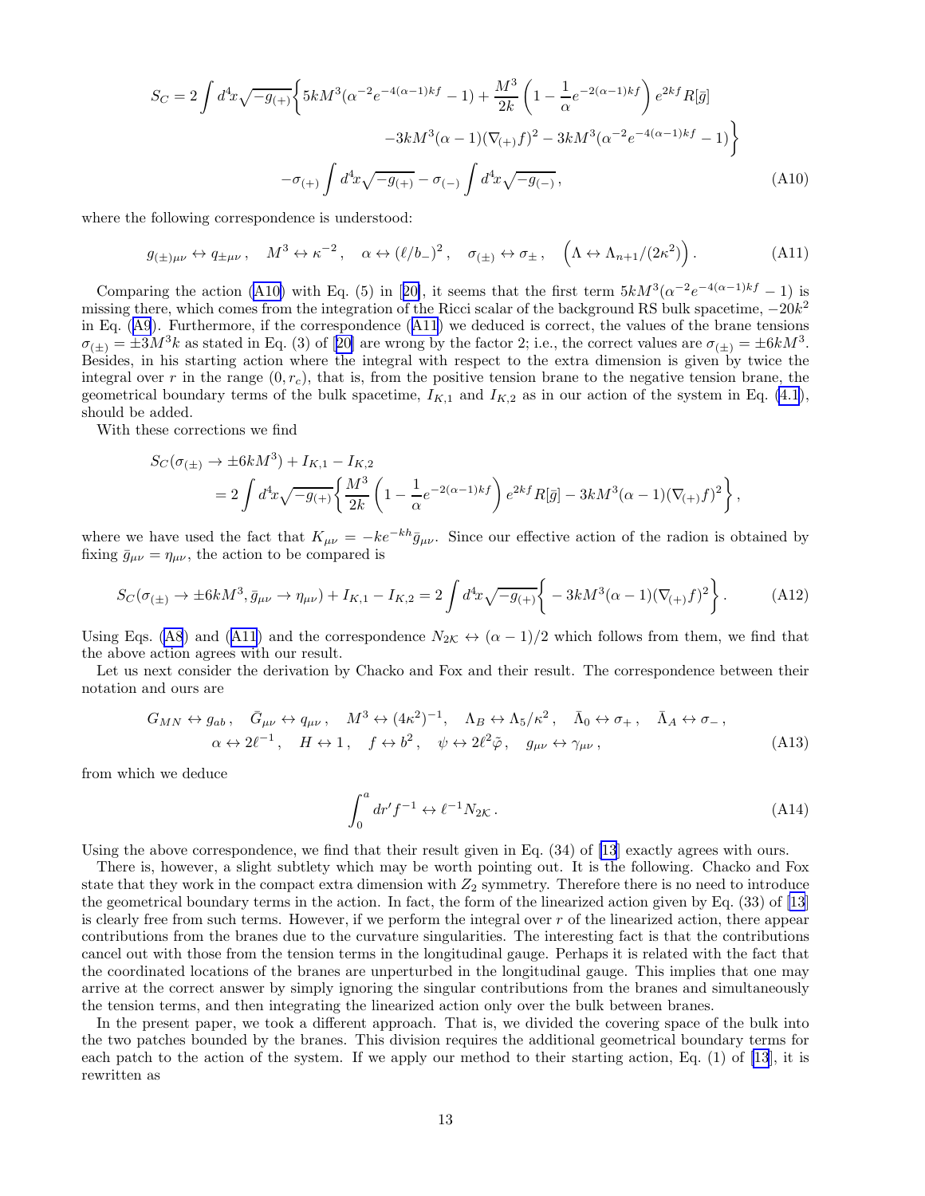$$
\begin{aligned}
S_C = 2\int d^4x\sqrt{-g_{(+)}}\bigg\{ & 5kM^3(\alpha^{-2}e^{-4(\alpha-1)kf}-1) + \frac{M^3}{2k}\left(1-\frac{1}{\alpha}e^{-2(\alpha-1)kf}\right)e^{2kf}R[\bar{g}] \\
& -3kM^3(\alpha-1)(\nabla_{(+)}f)^2 - 3kM^3(\alpha^{-2}e^{-4(\alpha-1)kf}-1)\bigg\} \\
& -\sigma_{(+)}\int d^4x\sqrt{-g_{(+)}} - \sigma_{(-)}\int d^4x\sqrt{-g_{(-)}}\,,
\end{aligned}
\tag{A10}
$$

where the following correspondence is understood:

$$
g_{(\pm)\mu\nu} \leftrightarrow q_{\pm\mu\nu}\,, \quad M^3 \leftrightarrow \kappa^{-2}\,, \quad \alpha \leftrightarrow (\ell/b_-)^2\,, \quad \sigma_{(\pm)} \leftrightarrow \sigma_\pm\,, \quad \Big(\Lambda \leftrightarrow \Lambda_{n+1}/(2\kappa^2)\Big)\,. \tag{A11}
$$

Comparing the action (A10) with Eq. (5) in [20], it seems that the first term $5kM^3(\alpha^{-2}e^{-4(\alpha-1)kf}-1)$ is missing there, which comes from the integration of the Ricci scalar of the background RS bulk spacetime, $-20k^2$ in Eq. (A9). Furthermore, if the correspondence (A11) we deduced is correct, the values of the brane tensions $\sigma_{(\pm)} = \pm 3M^3k$ as stated in Eq. (3) of [20] are wrong by the factor 2; i.e., the correct values are $\sigma_{(\pm)} = \pm 6kM^3$. Besides, in his starting action where the integral with respect to the extra dimension is given by twice the integral over $r$ in the range $(0, r_c)$, that is, from the positive tension brane to the negative tension brane, the geometrical boundary terms of the bulk spacetime, $I_{K,1}$ and $I_{K,2}$ as in our action of the system in Eq. (4.1), should be added.

With these corrections we find

$$
\begin{aligned}
& S_C(\sigma_{(\pm)} \to \pm 6kM^3) + I_{K,1} - I_{K,2} \\
& \quad = 2\int d^4x\sqrt{-g_{(+)}}\bigg\{\frac{M^3}{2k}\left(1-\frac{1}{\alpha}e^{-2(\alpha-1)kf}\right)e^{2kf}R[\bar{g}] - 3kM^3(\alpha-1)(\nabla_{(+)}f)^2\bigg\}\,,
\end{aligned}
$$

where we have used the fact that $K_{\mu\nu} = -ke^{-kh}\bar{g}_{\mu\nu}$. Since our effective action of the radion is obtained by fixing $\bar{g}_{\mu\nu} = \eta_{\mu\nu}$, the action to be compared is

$$
S_C(\sigma_{(\pm)} \to \pm 6kM^3, \bar{g}_{\mu\nu} \to \eta_{\mu\nu}) + I_{K,1} - I_{K,2} = 2\int d^4x\sqrt{-g_{(+)}}\bigg\{-3kM^3(\alpha-1)(\nabla_{(+)}f)^2\bigg\}\,. \tag{A12}
$$

Using Eqs. (A8) and (A11) and the correspondence $N_{2\mathcal{K}} \leftrightarrow (\alpha-1)/2$ which follows from them, we find that the above action agrees with our result.

Let us next consider the derivation by Chacko and Fox and their result. The correspondence between their notation and ours are

$$
\begin{aligned}
& G_{MN} \leftrightarrow g_{ab}\,, \quad \bar{G}_{\mu\nu} \leftrightarrow q_{\mu\nu}\,, \quad M^3 \leftrightarrow (4\kappa^2)^{-1}\,, \quad \Lambda_B \leftrightarrow \Lambda_5/\kappa^2\,, \quad \bar{\Lambda}_0 \leftrightarrow \sigma_+\,, \quad \bar{\Lambda}_A \leftrightarrow \sigma_-\,, \\
& \alpha \leftrightarrow 2\ell^{-1}\,, \quad H \leftrightarrow 1\,, \quad f \leftrightarrow b^2\,, \quad \psi \leftrightarrow 2\ell^2\tilde{\varphi}\,, \quad g_{\mu\nu} \leftrightarrow \gamma_{\mu\nu}\,,
\end{aligned}
\tag{A13}
$$

from which we deduce

$$
\int_0^a dr' f^{-1} \leftrightarrow \ell^{-1} N_{2\mathcal{K}}\,. \tag{A14}
$$

Using the above correspondence, we find that their result given in Eq. (34) of [13] exactly agrees with ours.

There is, however, a slight subtlety which may be worth pointing out. It is the following. Chacko and Fox state that they work in the compact extra dimension with $Z_2$ symmetry. Therefore there is no need to introduce the geometrical boundary terms in the action. In fact, the form of the linearized action given by Eq. (33) of [13] is clearly free from such terms. However, if we perform the integral over $r$ of the linearized action, there appear contributions from the branes due to the curvature singularities. The interesting fact is that the contributions cancel out with those from the tension terms in the longitudinal gauge. Perhaps it is related with the fact that the coordinated locations of the branes are unperturbed in the longitudinal gauge. This implies that one may arrive at the correct answer by simply ignoring the singular contributions from the branes and simultaneously the tension terms, and then integrating the linearized action only over the bulk between branes.

In the present paper, we took a different approach. That is, we divided the covering space of the bulk into the two patches bounded by the branes. This division requires the additional geometrical boundary terms for each patch to the action of the system. If we apply our method to their starting action, Eq. (1) of [13], it is rewritten as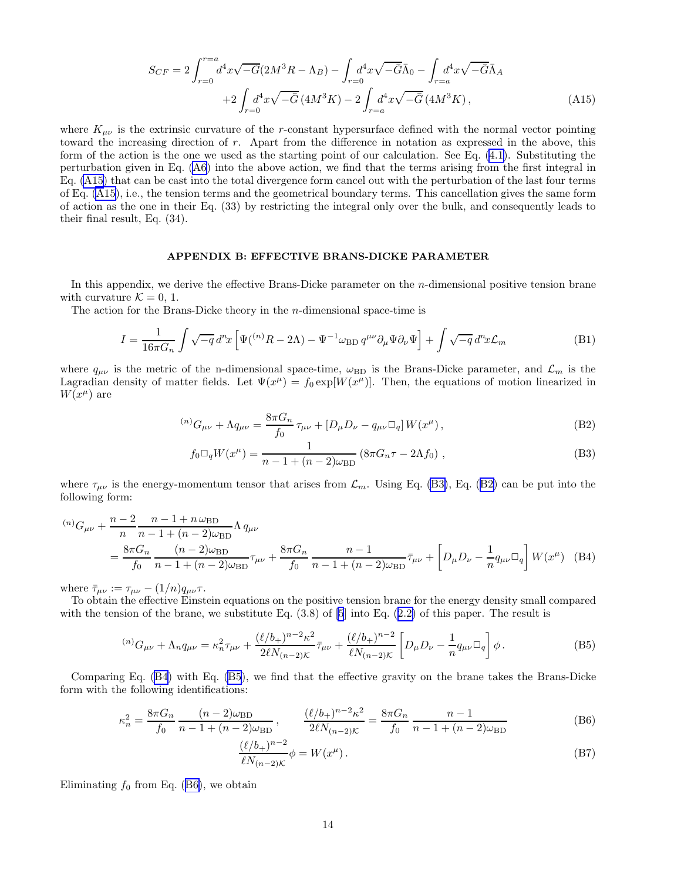$$
S_{CF} = 2\int_{r=0}^{r=a} d^4x\sqrt{-G}(2M^3R - \Lambda_B) - \int_{r=0} d^4x\sqrt{-\bar{G}}\bar{\Lambda}_0 - \int_{r=a} d^4x\sqrt{-\bar{G}}\bar{\Lambda}_A
$$
$$
+2\int_{r=0} d^4x\sqrt{-\bar{G}}\,(4M^3K) - 2\int_{r=a} d^4x\sqrt{-\bar{G}}\,(4M^3K)\,, \tag{A15}
$$

where $K_{\mu\nu}$ is the extrinsic curvature of the $r$-constant hypersurface defined with the normal vector pointing toward the increasing direction of $r$. Apart from the difference in notation as expressed in the above, this form of the action is the one we used as the starting point of our calculation. See Eq. (4.1). Substituting the perturbation given in Eq. (A6) into the above action, we find that the terms arising from the first integral in Eq. (A15) that can be cast into the total divergence form cancel out with the perturbation of the last four terms of Eq. (A15), i.e., the tension terms and the geometrical boundary terms. This cancellation gives the same form of action as the one in their Eq. (33) by restricting the integral only over the bulk, and consequently leads to their final result, Eq. (34).

## APPENDIX B: EFFECTIVE BRANS-DICKE PARAMETER

In this appendix, we derive the effective Brans-Dicke parameter on the $n$-dimensional positive tension brane with curvature $\mathcal{K} = 0, 1$.

The action for the Brans-Dicke theory in the $n$-dimensional space-time is

$$
I = \frac{1}{16\pi G_n}\int \sqrt{-q}\,d^nx\left[\Psi({}^{(n)}R - 2\Lambda) - \Psi^{-1}\omega_{\rm BD}\,q^{\mu\nu}\partial_\mu\Psi\partial_\nu\Psi\right] + \int\sqrt{-q}\,d^nx\mathcal{L}_m \tag{B1}
$$

where $q_{\mu\nu}$ is the metric of the n-dimensional space-time, $\omega_{\rm BD}$ is the Brans-Dicke parameter, and $\mathcal{L}_m$ is the Lagradian density of matter fields. Let $\Psi(x^\mu) = f_0\exp[W(x^\mu)]$. Then, the equations of motion linearized in $W(x^\mu)$ are

$$
{}^{(n)}G_{\mu\nu} + \Lambda q_{\mu\nu} = \frac{8\pi G_n}{f_0}\,\tau_{\mu\nu} + \left[D_\mu D_\nu - q_{\mu\nu}\Box_q\right]W(x^\mu)\,, \tag{B2}
$$

$$
f_0\Box_q W(x^\mu) = \frac{1}{n-1+(n-2)\omega_{\rm BD}}\left(8\pi G_n\tau - 2\Lambda f_0\right)\,, \tag{B3}
$$

where $\tau_{\mu\nu}$ is the energy-momentum tensor that arises from $\mathcal{L}_m$. Using Eq. (B3), Eq. (B2) can be put into the following form:

$$
{}^{(n)}G_{\mu\nu} + \frac{n-2}{n}\frac{n-1+n\,\omega_{\rm BD}}{n-1+(n-2)\omega_{\rm BD}}\Lambda\,q_{\mu\nu}
$$
$$
= \frac{8\pi G_n}{f_0}\,\frac{(n-2)\omega_{\rm BD}}{n-1+(n-2)\omega_{\rm BD}}\tau_{\mu\nu} + \frac{8\pi G_n}{f_0}\,\frac{n-1}{n-1+(n-2)\omega_{\rm BD}}\bar{\tau}_{\mu\nu} + \left[D_\mu D_\nu - \frac{1}{n}q_{\mu\nu}\Box_q\right]W(x^\mu) \tag{B4}
$$

where $\bar{\tau}_{\mu\nu} := \tau_{\mu\nu} - (1/n)q_{\mu\nu}\tau$.

To obtain the effective Einstein equations on the positive tension brane for the energy density small compared with the tension of the brane, we substitute Eq. (3.8) of [5] into Eq. (2.2) of this paper. The result is

$$
{}^{(n)}G_{\mu\nu} + \Lambda_n q_{\mu\nu} = \kappa_n^2\tau_{\mu\nu} + \frac{(\ell/b_+)^{n-2}\kappa^2}{2\ell N_{(n-2)\mathcal{K}}}\bar{\tau}_{\mu\nu} + \frac{(\ell/b_+)^{n-2}}{\ell N_{(n-2)\mathcal{K}}}\left[D_\mu D_\nu - \frac{1}{n}q_{\mu\nu}\Box_q\right]\phi\,. \tag{B5}
$$

Comparing Eq. (B4) with Eq. (B5), we find that the effective gravity on the brane takes the Brans-Dicke form with the following identifications:

$$
\kappa_n^2 = \frac{8\pi G_n}{f_0}\,\frac{(n-2)\omega_{\rm BD}}{n-1+(n-2)\omega_{\rm BD}}\,,\qquad \frac{(\ell/b_+)^{n-2}\kappa^2}{2\ell N_{(n-2)\mathcal{K}}} = \frac{8\pi G_n}{f_0}\,\frac{n-1}{n-1+(n-2)\omega_{\rm BD}} \tag{B6}
$$

$$
\frac{(\ell/b_+)^{n-2}}{\ell N_{(n-2)\mathcal{K}}}\phi = W(x^\mu)\,. \tag{B7}
$$

Eliminating $f_0$ from Eq. (B6), we obtain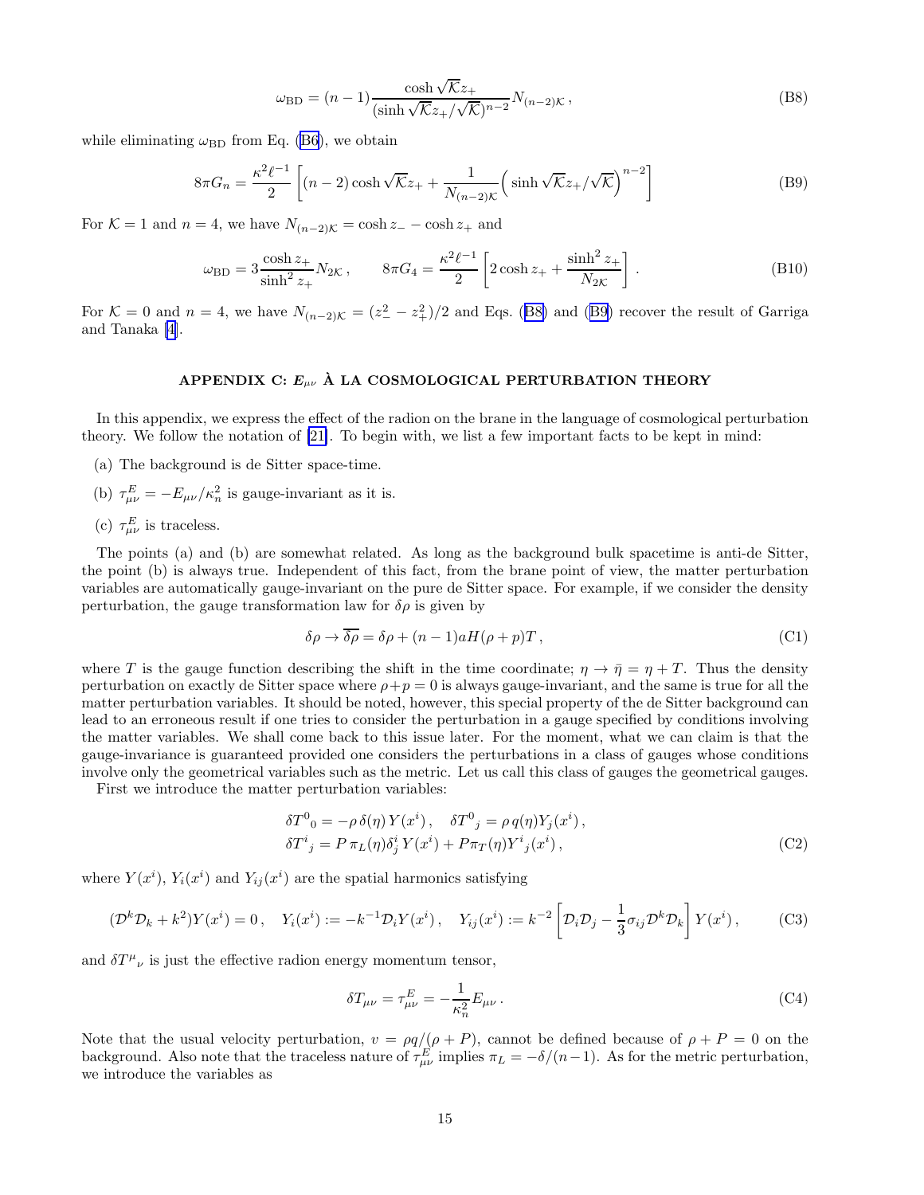$$\omega_{\rm BD} = (n-1)\frac{\cosh\sqrt{\mathcal{K}}z_+}{(\sinh\sqrt{\mathcal{K}}z_+/\sqrt{\mathcal{K}})^{n-2}}N_{(n-2)\mathcal{K}}\,, \tag{B8}$$

while eliminating $\omega_{\rm BD}$ from Eq. (B6), we obtain

$$8\pi G_n = \frac{\kappa^2\ell^{-1}}{2}\left[(n-2)\cosh\sqrt{\mathcal{K}}z_+ + \frac{1}{N_{(n-2)\mathcal{K}}}\Big(\sinh\sqrt{\mathcal{K}}z_+/\sqrt{\mathcal{K}}\Big)^{n-2}\right] \tag{B9}$$

For $\mathcal{K}=1$ and $n=4$, we have $N_{(n-2)\mathcal{K}} = \cosh z_- - \cosh z_+$ and

$$\omega_{\rm BD} = 3\frac{\cosh z_+}{\sinh^2 z_+}N_{2\mathcal{K}}\,, \qquad 8\pi G_4 = \frac{\kappa^2\ell^{-1}}{2}\left[2\cosh z_+ + \frac{\sinh^2 z_+}{N_{2\mathcal{K}}}\right]. \tag{B10}$$

For $\mathcal{K}=0$ and $n=4$, we have $N_{(n-2)\mathcal{K}} = (z_-^2 - z_+^2)/2$ and Eqs. (B8) and (B9) recover the result of Garriga and Tanaka [4].

## APPENDIX C: $E_{\mu\nu}$ À LA COSMOLOGICAL PERTURBATION THEORY

In this appendix, we express the effect of the radion on the brane in the language of cosmological perturbation theory. We follow the notation of [21]. To begin with, we list a few important facts to be kept in mind:

(a) The background is de Sitter space-time.

(b) $\tau^E_{\mu\nu} = -E_{\mu\nu}/\kappa_n^2$ is gauge-invariant as it is.

(c) $\tau^E_{\mu\nu}$ is traceless.

The points (a) and (b) are somewhat related. As long as the background bulk spacetime is anti-de Sitter, the point (b) is always true. Independent of this fact, from the brane point of view, the matter perturbation variables are automatically gauge-invariant on the pure de Sitter space. For example, if we consider the density perturbation, the gauge transformation law for $\delta\rho$ is given by

$$\delta\rho \to \overline{\delta\rho} = \delta\rho + (n-1)aH(\rho+p)T\,, \tag{C1}$$

where $T$ is the gauge function describing the shift in the time coordinate; $\eta \to \bar\eta = \eta + T$. Thus the density perturbation on exactly de Sitter space where $\rho+p=0$ is always gauge-invariant, and the same is true for all the matter perturbation variables. It should be noted, however, this special property of the de Sitter background can lead to an erroneous result if one tries to consider the perturbation in a gauge specified by conditions involving the matter variables. We shall come back to this issue later. For the moment, what we can claim is that the gauge-invariance is guaranteed provided one considers the perturbations in a class of gauges whose conditions involve only the geometrical variables such as the metric. Let us call this class of gauges the geometrical gauges.

First we introduce the matter perturbation variables:

$$\begin{aligned}
&\delta T^0{}_0 = -\rho\,\delta(\eta)\,Y(x^i)\,, \quad \delta T^0{}_j = \rho\,q(\eta)Y_j(x^i)\,,\\
&\delta T^i{}_j = P\,\pi_L(\eta)\delta^i_j\,Y(x^i) + P\pi_T(\eta)Y^i{}_j(x^i)\,,
\end{aligned} \tag{C2}$$

where $Y(x^i)$, $Y_i(x^i)$ and $Y_{ij}(x^i)$ are the spatial harmonics satisfying

$$(\mathcal{D}^k\mathcal{D}_k + k^2)Y(x^i) = 0\,, \quad Y_i(x^i) := -k^{-1}\mathcal{D}_i Y(x^i)\,, \quad Y_{ij}(x^i) := k^{-2}\left[\mathcal{D}_i\mathcal{D}_j - \frac{1}{3}\sigma_{ij}\mathcal{D}^k\mathcal{D}_k\right]Y(x^i)\,, \tag{C3}$$

and $\delta T^\mu{}_\nu$ is just the effective radion energy momentum tensor,

$$\delta T_{\mu\nu} = \tau^E_{\mu\nu} = -\frac{1}{\kappa_n^2}E_{\mu\nu}\,. \tag{C4}$$

Note that the usual velocity perturbation, $v = \rho q/(\rho+P)$, cannot be defined because of $\rho+P=0$ on the background. Also note that the traceless nature of $\tau^E_{\mu\nu}$ implies $\pi_L = -\delta/(n-1)$. As for the metric perturbation, we introduce the variables as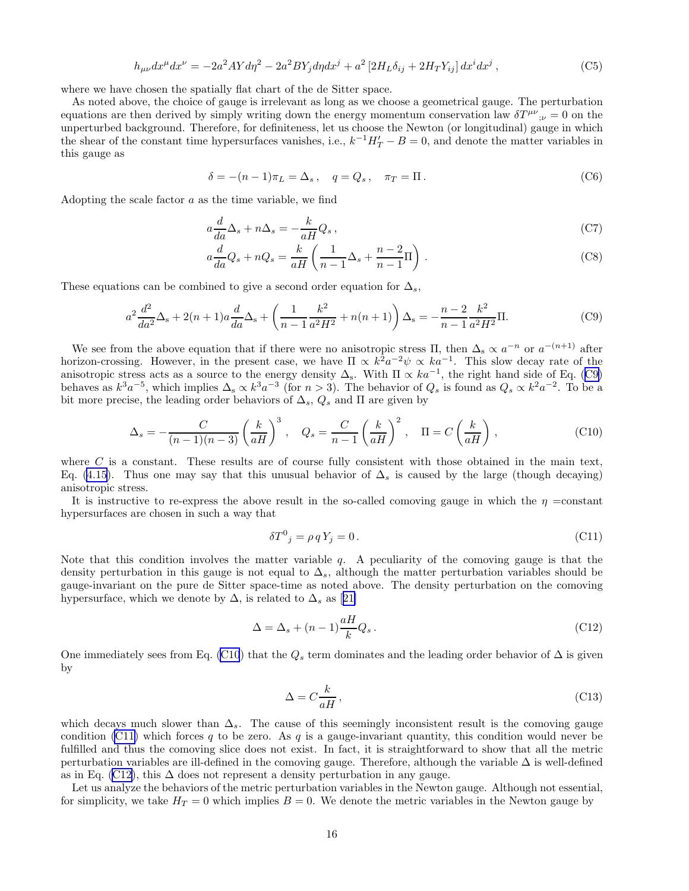$$h_{\mu\nu}dx^\mu dx^\nu = -2a^2 AY d\eta^2 - 2a^2 BY_j d\eta dx^j + a^2 \left[2H_L \delta_{ij} + 2H_T Y_{ij}\right] dx^i dx^j \,, \tag{C5}$$

where we have chosen the spatially flat chart of the de Sitter space.

As noted above, the choice of gauge is irrelevant as long as we choose a geometrical gauge. The perturbation equations are then derived by simply writing down the energy momentum conservation law $\delta T^{\mu\nu}{}_{;\nu} = 0$ on the unperturbed background. Therefore, for definiteness, let us choose the Newton (or longitudinal) gauge in which the shear of the constant time hypersurfaces vanishes, i.e., $k^{-1}H_T' - B = 0$, and denote the matter variables in this gauge as

$$\delta = -(n-1)\pi_L = \Delta_s \,, \quad q = Q_s \,, \quad \pi_T = \Pi \,. \tag{C6}$$

Adopting the scale factor $a$ as the time variable, we find

$$a\frac{d}{da}\Delta_s + n\Delta_s = -\frac{k}{aH}Q_s \,, \tag{C7}$$

$$a\frac{d}{da}Q_s + nQ_s = \frac{k}{aH}\left(\frac{1}{n-1}\Delta_s + \frac{n-2}{n-1}\Pi\right) . \tag{C8}$$

These equations can be combined to give a second order equation for $\Delta_s$,

$$a^2\frac{d^2}{da^2}\Delta_\mathrm{s} + 2(n+1)a\frac{d}{da}\Delta_\mathrm{s} + \left(\frac{1}{n-1}\frac{k^2}{a^2H^2} + n(n+1)\right)\Delta_\mathrm{s} = -\frac{n-2}{n-1}\frac{k^2}{a^2H^2}\Pi. \tag{C9}$$

We see from the above equation that if there were no anisotropic stress $\Pi$, then $\Delta_\mathrm{s} \propto a^{-n}$ or $a^{-(n+1)}$ after horizon-crossing. However, in the present case, we have $\Pi \propto k^2a^{-2}\psi \propto ka^{-1}$. This slow decay rate of the anisotropic stress acts as a source to the energy density $\Delta_\mathrm{s}$. With $\Pi \propto ka^{-1}$, the right hand side of Eq. (C9) behaves as $k^3a^{-5}$, which implies $\Delta_\mathrm{s} \propto k^3a^{-3}$ (for $n > 3$). The behavior of $Q_s$ is found as $Q_s \propto k^2a^{-2}$. To be a bit more precise, the leading order behaviors of $\Delta_s$, $Q_s$ and $\Pi$ are given by

$$\Delta_s = -\frac{C}{(n-1)(n-3)}\left(\frac{k}{aH}\right)^3 , \quad Q_s = \frac{C}{n-1}\left(\frac{k}{aH}\right)^2 , \quad \Pi = C\left(\frac{k}{aH}\right) , \tag{C10}$$

where $C$ is a constant. These results are of course fully consistent with those obtained in the main text, Eq. (4.15). Thus one may say that this unusual behavior of $\Delta_s$ is caused by the large (though decaying) anisotropic stress.

It is instructive to re-express the above result in the so-called comoving gauge in which the $\eta$ =constant hypersurfaces are chosen in such a way that

$$\delta T^0{}_j = \rho\, q\, Y_j = 0 \,. \tag{C11}$$

Note that this condition involves the matter variable $q$. A peculiarity of the comoving gauge is that the density perturbation in this gauge is not equal to $\Delta_s$, although the matter perturbation variables should be gauge-invariant on the pure de Sitter space-time as noted above. The density perturbation on the comoving hypersurface, which we denote by $\Delta$, is related to $\Delta_s$ as [21]

$$\Delta = \Delta_s + (n-1)\frac{aH}{k}Q_s \,. \tag{C12}$$

One immediately sees from Eq. (C10) that the $Q_s$ term dominates and the leading order behavior of $\Delta$ is given by

$$\Delta = C\frac{k}{aH} \,, \tag{C13}$$

which decays much slower than $\Delta_s$. The cause of this seemingly inconsistent result is the comoving gauge condition (C11) which forces $q$ to be zero. As $q$ is a gauge-invariant quantity, this condition would never be fulfilled and thus the comoving slice does not exist. In fact, it is straightforward to show that all the metric perturbation variables are ill-defined in the comoving gauge. Therefore, although the variable $\Delta$ is well-defined as in Eq. (C12), this $\Delta$ does not represent a density perturbation in any gauge.

Let us analyze the behaviors of the metric perturbation variables in the Newton gauge. Although not essential, for simplicity, we take $H_T = 0$ which implies $B = 0$. We denote the metric variables in the Newton gauge by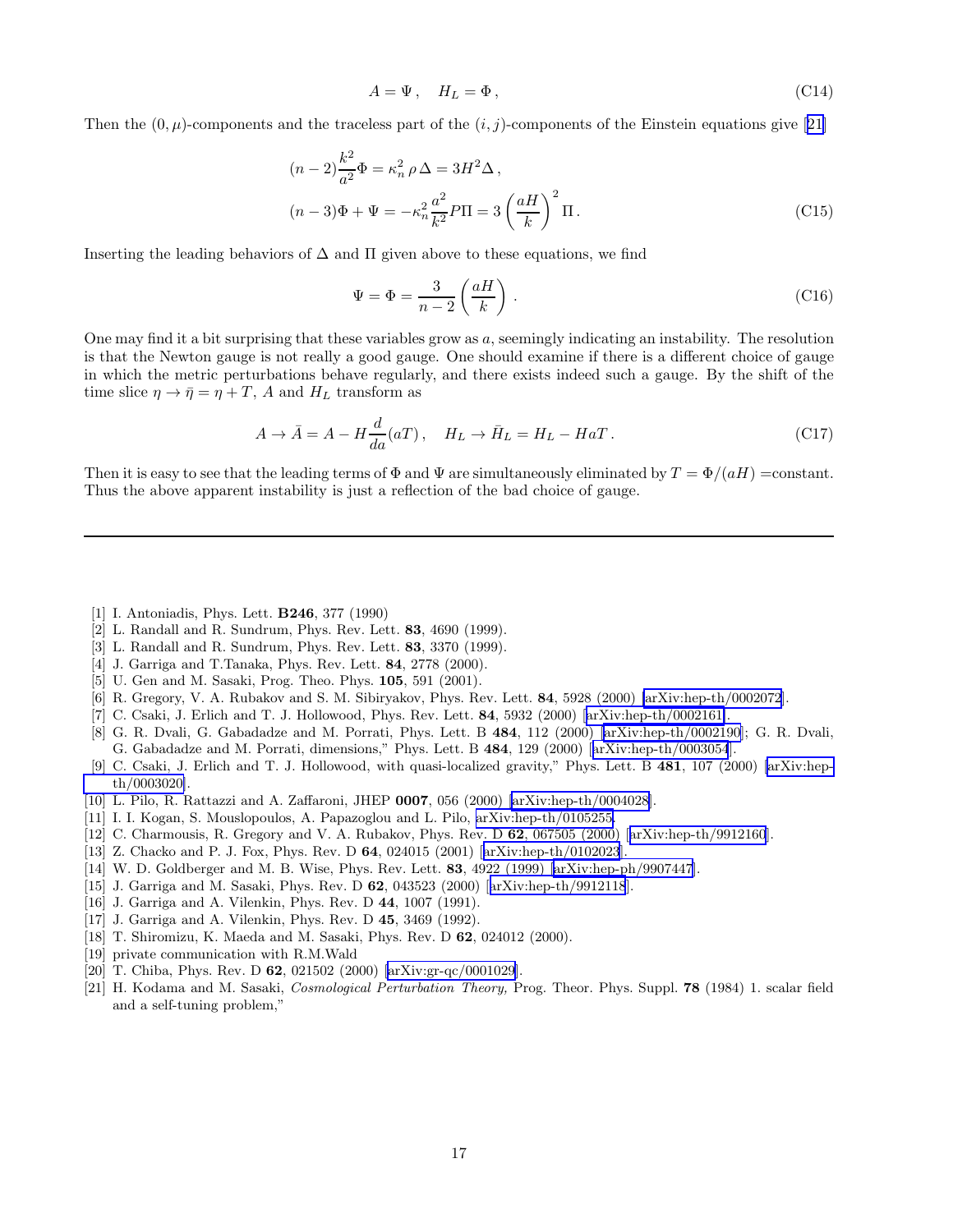$$A = \Psi\,, \quad H_L = \Phi\,, \tag{C14}$$

Then the $(0,\mu)$-components and the traceless part of the $(i,j)$-components of the Einstein equations give [21]

$$\begin{aligned}
(n-2)\frac{k^2}{a^2}\Phi &= \kappa_n^2\,\rho\,\Delta = 3H^2\Delta\,,\\
(n-3)\Phi + \Psi &= -\kappa_n^2\frac{a^2}{k^2}P\Pi = 3\left(\frac{aH}{k}\right)^2\Pi\,.
\end{aligned} \tag{C15}$$

Inserting the leading behaviors of $\Delta$ and $\Pi$ given above to these equations, we find

$$\Psi = \Phi = \frac{3}{n-2}\left(\frac{aH}{k}\right)\,. \tag{C16}$$

One may find it a bit surprising that these variables grow as $a$, seemingly indicating an instability. The resolution is that the Newton gauge is not really a good gauge. One should examine if there is a different choice of gauge in which the metric perturbations behave regularly, and there exists indeed such a gauge. By the shift of the time slice $\eta \to \bar{\eta} = \eta + T$, $A$ and $H_L$ transform as

$$A \to \bar{A} = A - H\frac{d}{da}(aT)\,, \quad H_L \to \bar{H}_L = H_L - HaT\,. \tag{C17}$$

Then it is easy to see that the leading terms of $\Phi$ and $\Psi$ are simultaneously eliminated by $T = \Phi/(aH)$ =constant. Thus the above apparent instability is just a reflection of the bad choice of gauge.

---

[1] I. Antoniadis, Phys. Lett. **B246**, 377 (1990)

[2] L. Randall and R. Sundrum, Phys. Rev. Lett. **83**, 4690 (1999).

[3] L. Randall and R. Sundrum, Phys. Rev. Lett. **83**, 3370 (1999).

[4] J. Garriga and T.Tanaka, Phys. Rev. Lett. **84**, 2778 (2000).

[5] U. Gen and M. Sasaki, Prog. Theo. Phys. **105**, 591 (2001).

[6] R. Gregory, V. A. Rubakov and S. M. Sibiryakov, Phys. Rev. Lett. **84**, 5928 (2000) [arXiv:hep-th/0002072].

[7] C. Csaki, J. Erlich and T. J. Hollowood, Phys. Rev. Lett. **84**, 5932 (2000) [arXiv:hep-th/0002161].

[8] G. R. Dvali, G. Gabadadze and M. Porrati, Phys. Lett. B **484**, 112 (2000) [arXiv:hep-th/0002190]; G. R. Dvali, G. Gabadadze and M. Porrati, dimensions," Phys. Lett. B **484**, 129 (2000) [arXiv:hep-th/0003054].

[9] C. Csaki, J. Erlich and T. J. Hollowood, with quasi-localized gravity," Phys. Lett. B **481**, 107 (2000) [arXiv:hep-th/0003020].

[10] L. Pilo, R. Rattazzi and A. Zaffaroni, JHEP **0007**, 056 (2000) [arXiv:hep-th/0004028].

[11] I. I. Kogan, S. Mouslopoulos, A. Papazoglou and L. Pilo, arXiv:hep-th/0105255.

[12] C. Charmousis, R. Gregory and V. A. Rubakov, Phys. Rev. D **62**, 067505 (2000) [arXiv:hep-th/9912160].

[13] Z. Chacko and P. J. Fox, Phys. Rev. D **64**, 024015 (2001) [arXiv:hep-th/0102023].

[14] W. D. Goldberger and M. B. Wise, Phys. Rev. Lett. **83**, 4922 (1999) [arXiv:hep-ph/9907447].

[15] J. Garriga and M. Sasaki, Phys. Rev. D **62**, 043523 (2000) [arXiv:hep-th/9912118].

[16] J. Garriga and A. Vilenkin, Phys. Rev. D **44**, 1007 (1991).

[17] J. Garriga and A. Vilenkin, Phys. Rev. D **45**, 3469 (1992).

[18] T. Shiromizu, K. Maeda and M. Sasaki, Phys. Rev. D **62**, 024012 (2000).

[19] private communication with R.M.Wald

[20] T. Chiba, Phys. Rev. D **62**, 021502 (2000) [arXiv:gr-qc/0001029].

[21] H. Kodama and M. Sasaki, *Cosmological Perturbation Theory,* Prog. Theor. Phys. Suppl. **78** (1984) 1. scalar field and a self-tuning problem,"